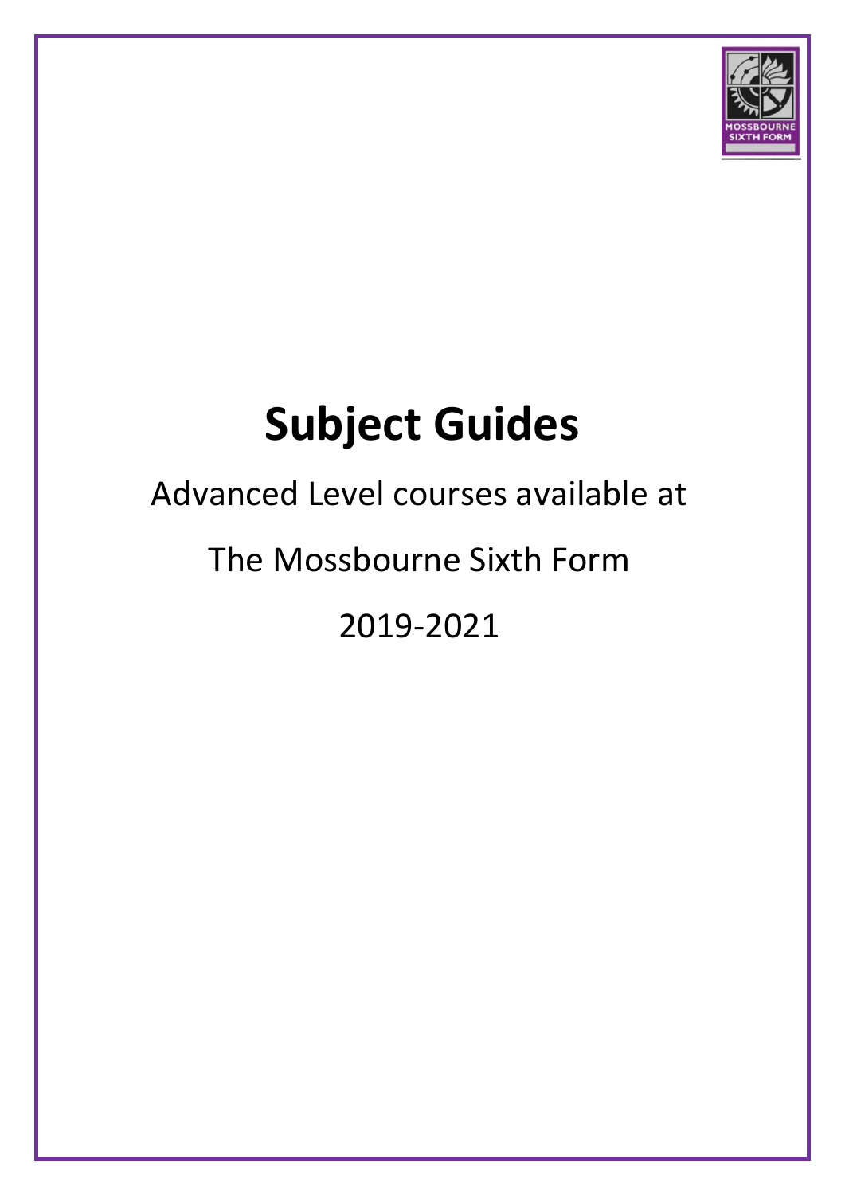# Subject Guides

Advanced Level courses available at

The Mossbourne Sixth Form

2019-2021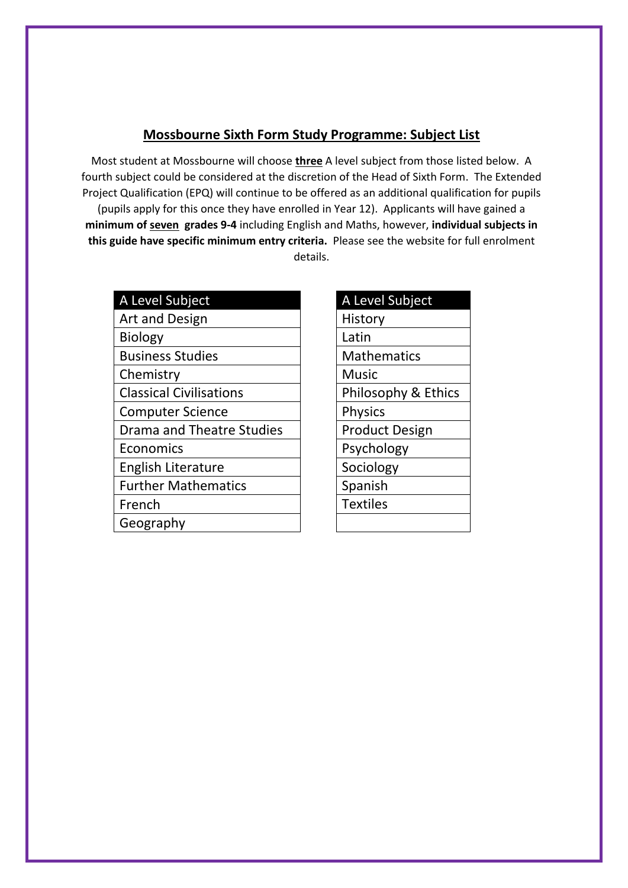## Mossbourne Sixth Form Study Programme: Subject List

Most student at Mossbourne will choose **three** A level subject from those listed below. A fourth subject could be considered at the discretion of the Head of Sixth Form. The Extended Project Qualification (EPQ) will continue to be offered as an additional qualification for pupils (pupils apply for this once they have enrolled in Year 12). Applicants will have gained a **minimum of seven grades 9-4** including English and Maths, however, **individual subjects in this guide have specific minimum entry criteria.** Please see the website for full enrolment details.

| A Level Subject |
|---|
| Art and Design |
| Biology |
| Business Studies |
| Chemistry |
| Classical Civilisations |
| Computer Science |
| Drama and Theatre Studies |
| Economics |
| English Literature |
| Further Mathematics |
| French |
| Geography |

| A Level Subject |
|---|
| History |
| Latin |
| Mathematics |
| Music |
| Philosophy & Ethics |
| Physics |
| Product Design |
| Psychology |
| Sociology |
| Spanish |
| Textiles |
| |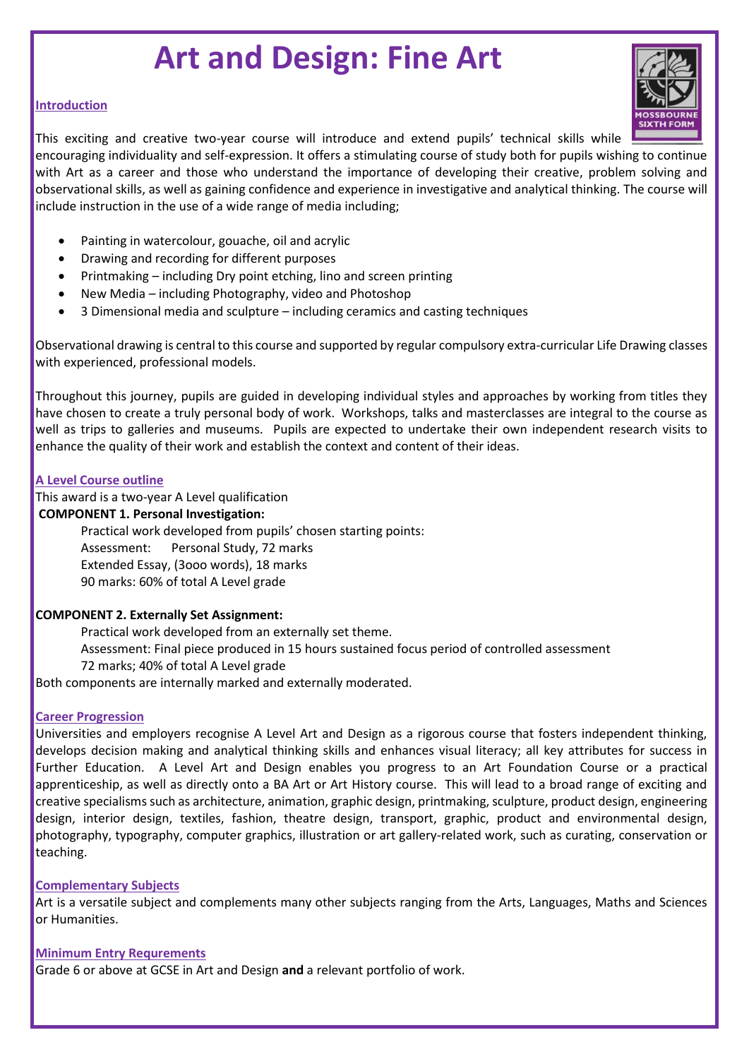# Art and Design: Fine Art

## Introduction

This exciting and creative two-year course will introduce and extend pupils' technical skills while encouraging individuality and self-expression. It offers a stimulating course of study both for pupils wishing to continue with Art as a career and those who understand the importance of developing their creative, problem solving and observational skills, as well as gaining confidence and experience in investigative and analytical thinking. The course will include instruction in the use of a wide range of media including;

- Painting in watercolour, gouache, oil and acrylic
- Drawing and recording for different purposes
- Printmaking – including Dry point etching, lino and screen printing
- New Media – including Photography, video and Photoshop
- 3 Dimensional media and sculpture – including ceramics and casting techniques

Observational drawing is central to this course and supported by regular compulsory extra-curricular Life Drawing classes with experienced, professional models.

Throughout this journey, pupils are guided in developing individual styles and approaches by working from titles they have chosen to create a truly personal body of work. Workshops, talks and masterclasses are integral to the course as well as trips to galleries and museums. Pupils are expected to undertake their own independent research visits to enhance the quality of their work and establish the context and content of their ideas.

## A Level Course outline

This award is a two-year A Level qualification

**COMPONENT 1. Personal Investigation:**

Practical work developed from pupils' chosen starting points:
Assessment: Personal Study, 72 marks
Extended Essay, (3ooo words), 18 marks
90 marks: 60% of total A Level grade

**COMPONENT 2. Externally Set Assignment:**

Practical work developed from an externally set theme.
Assessment: Final piece produced in 15 hours sustained focus period of controlled assessment
72 marks; 40% of total A Level grade

Both components are internally marked and externally moderated.

## Career Progression

Universities and employers recognise A Level Art and Design as a rigorous course that fosters independent thinking, develops decision making and analytical thinking skills and enhances visual literacy; all key attributes for success in Further Education. A Level Art and Design enables you progress to an Art Foundation Course or a practical apprenticeship, as well as directly onto a BA Art or Art History course. This will lead to a broad range of exciting and creative specialisms such as architecture, animation, graphic design, printmaking, sculpture, product design, engineering design, interior design, textiles, fashion, theatre design, transport, graphic, product and environmental design, photography, typography, computer graphics, illustration or art gallery-related work, such as curating, conservation or teaching.

## Complementary Subjects

Art is a versatile subject and complements many other subjects ranging from the Arts, Languages, Maths and Sciences or Humanities.

## Minimum Entry Requrements

Grade 6 or above at GCSE in Art and Design **and** a relevant portfolio of work.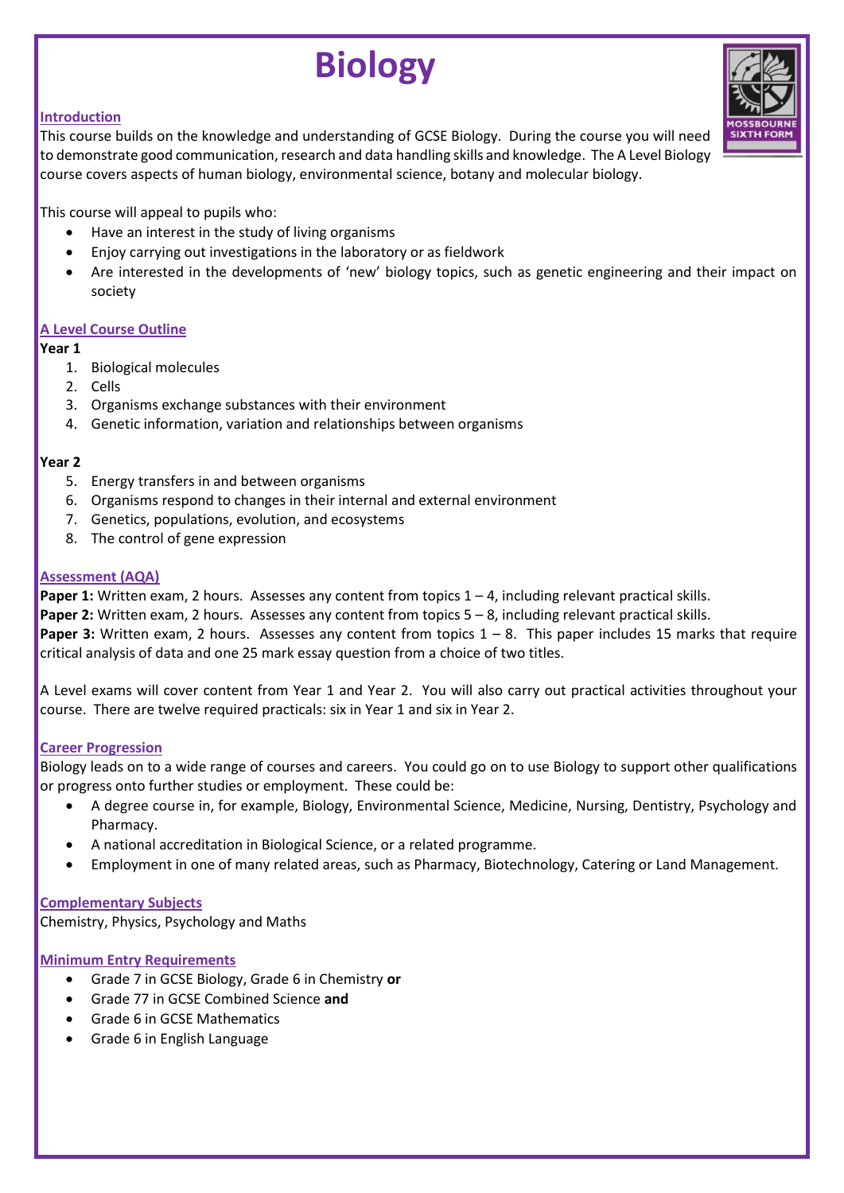# Biology

## Introduction

This course builds on the knowledge and understanding of GCSE Biology. During the course you will need to demonstrate good communication, research and data handling skills and knowledge. The A Level Biology course covers aspects of human biology, environmental science, botany and molecular biology.

This course will appeal to pupils who:

- Have an interest in the study of living organisms
- Enjoy carrying out investigations in the laboratory or as fieldwork
- Are interested in the developments of 'new' biology topics, such as genetic engineering and their impact on society

## A Level Course Outline

**Year 1**

1. Biological molecules
2. Cells
3. Organisms exchange substances with their environment
4. Genetic information, variation and relationships between organisms

**Year 2**

5. Energy transfers in and between organisms
6. Organisms respond to changes in their internal and external environment
7. Genetics, populations, evolution, and ecosystems
8. The control of gene expression

## Assessment (AQA)

**Paper 1:** Written exam, 2 hours. Assesses any content from topics 1 – 4, including relevant practical skills.
**Paper 2:** Written exam, 2 hours. Assesses any content from topics 5 – 8, including relevant practical skills.
**Paper 3:** Written exam, 2 hours. Assesses any content from topics 1 – 8. This paper includes 15 marks that require critical analysis of data and one 25 mark essay question from a choice of two titles.

A Level exams will cover content from Year 1 and Year 2. You will also carry out practical activities throughout your course. There are twelve required practicals: six in Year 1 and six in Year 2.

## Career Progression

Biology leads on to a wide range of courses and careers. You could go on to use Biology to support other qualifications or progress onto further studies or employment. These could be:

- A degree course in, for example, Biology, Environmental Science, Medicine, Nursing, Dentistry, Psychology and Pharmacy.
- A national accreditation in Biological Science, or a related programme.
- Employment in one of many related areas, such as Pharmacy, Biotechnology, Catering or Land Management.

## Complementary Subjects

Chemistry, Physics, Psychology and Maths

## Minimum Entry Requirements

- Grade 7 in GCSE Biology, Grade 6 in Chemistry **or**
- Grade 77 in GCSE Combined Science **and**
- Grade 6 in GCSE Mathematics
- Grade 6 in English Language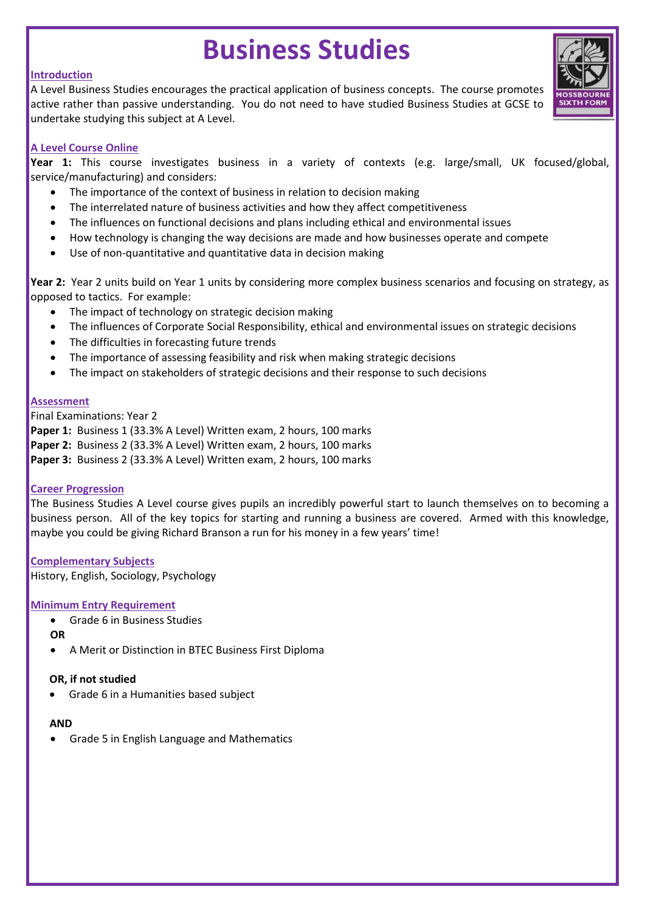# Business Studies

## Introduction

A Level Business Studies encourages the practical application of business concepts. The course promotes active rather than passive understanding. You do not need to have studied Business Studies at GCSE to undertake studying this subject at A Level.

## A Level Course Online

**Year 1:** This course investigates business in a variety of contexts (e.g. large/small, UK focused/global, service/manufacturing) and considers:

- The importance of the context of business in relation to decision making
- The interrelated nature of business activities and how they affect competitiveness
- The influences on functional decisions and plans including ethical and environmental issues
- How technology is changing the way decisions are made and how businesses operate and compete
- Use of non-quantitative and quantitative data in decision making

**Year 2:** Year 2 units build on Year 1 units by considering more complex business scenarios and focusing on strategy, as opposed to tactics. For example:

- The impact of technology on strategic decision making
- The influences of Corporate Social Responsibility, ethical and environmental issues on strategic decisions
- The difficulties in forecasting future trends
- The importance of assessing feasibility and risk when making strategic decisions
- The impact on stakeholders of strategic decisions and their response to such decisions

## Assessment

Final Examinations: Year 2

**Paper 1:** Business 1 (33.3% A Level) Written exam, 2 hours, 100 marks
**Paper 2:** Business 2 (33.3% A Level) Written exam, 2 hours, 100 marks
**Paper 3:** Business 2 (33.3% A Level) Written exam, 2 hours, 100 marks

## Career Progression

The Business Studies A Level course gives pupils an incredibly powerful start to launch themselves on to becoming a business person. All of the key topics for starting and running a business are covered. Armed with this knowledge, maybe you could be giving Richard Branson a run for his money in a few years' time!

## Complementary Subjects

History, English, Sociology, Psychology

## Minimum Entry Requirement

- Grade 6 in Business Studies

**OR**

- A Merit or Distinction in BTEC Business First Diploma

**OR, if not studied**

- Grade 6 in a Humanities based subject

**AND**

- Grade 5 in English Language and Mathematics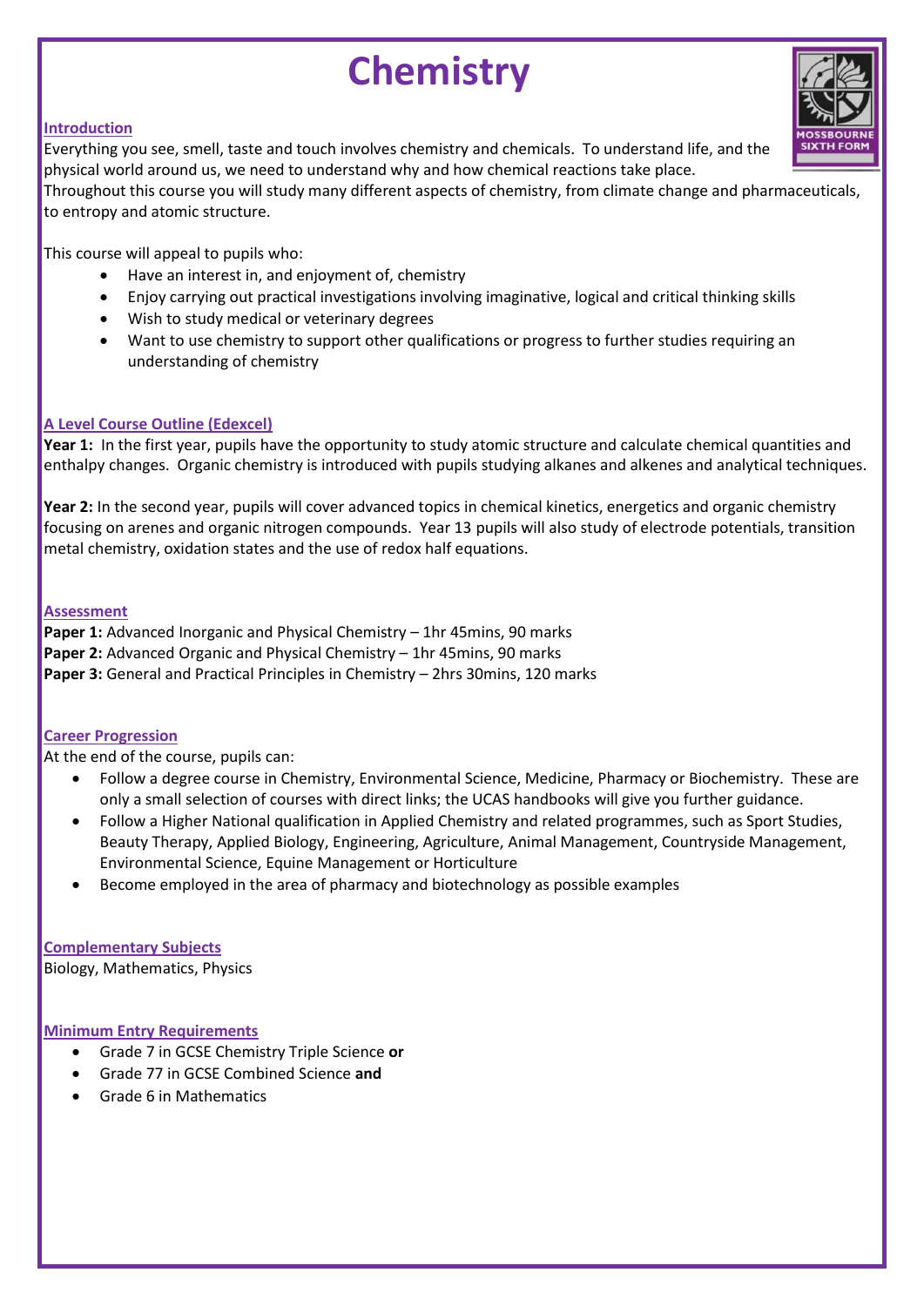# Chemistry

**Introduction**

Everything you see, smell, taste and touch involves chemistry and chemicals. To understand life, and the physical world around us, we need to understand why and how chemical reactions take place.
Throughout this course you will study many different aspects of chemistry, from climate change and pharmaceuticals, to entropy and atomic structure.

This course will appeal to pupils who:

- Have an interest in, and enjoyment of, chemistry
- Enjoy carrying out practical investigations involving imaginative, logical and critical thinking skills
- Wish to study medical or veterinary degrees
- Want to use chemistry to support other qualifications or progress to further studies requiring an understanding of chemistry

**A Level Course Outline (Edexcel)**

**Year 1:** In the first year, pupils have the opportunity to study atomic structure and calculate chemical quantities and enthalpy changes. Organic chemistry is introduced with pupils studying alkanes and alkenes and analytical techniques.

**Year 2:** In the second year, pupils will cover advanced topics in chemical kinetics, energetics and organic chemistry focusing on arenes and organic nitrogen compounds. Year 13 pupils will also study of electrode potentials, transition metal chemistry, oxidation states and the use of redox half equations.

**Assessment**

**Paper 1:** Advanced Inorganic and Physical Chemistry – 1hr 45mins, 90 marks
**Paper 2:** Advanced Organic and Physical Chemistry – 1hr 45mins, 90 marks
**Paper 3:** General and Practical Principles in Chemistry – 2hrs 30mins, 120 marks

**Career Progression**

At the end of the course, pupils can:

- Follow a degree course in Chemistry, Environmental Science, Medicine, Pharmacy or Biochemistry. These are only a small selection of courses with direct links; the UCAS handbooks will give you further guidance.
- Follow a Higher National qualification in Applied Chemistry and related programmes, such as Sport Studies, Beauty Therapy, Applied Biology, Engineering, Agriculture, Animal Management, Countryside Management, Environmental Science, Equine Management or Horticulture
- Become employed in the area of pharmacy and biotechnology as possible examples

**Complementary Subjects**

Biology, Mathematics, Physics

**Minimum Entry Requirements**

- Grade 7 in GCSE Chemistry Triple Science **or**
- Grade 77 in GCSE Combined Science **and**
- Grade 6 in Mathematics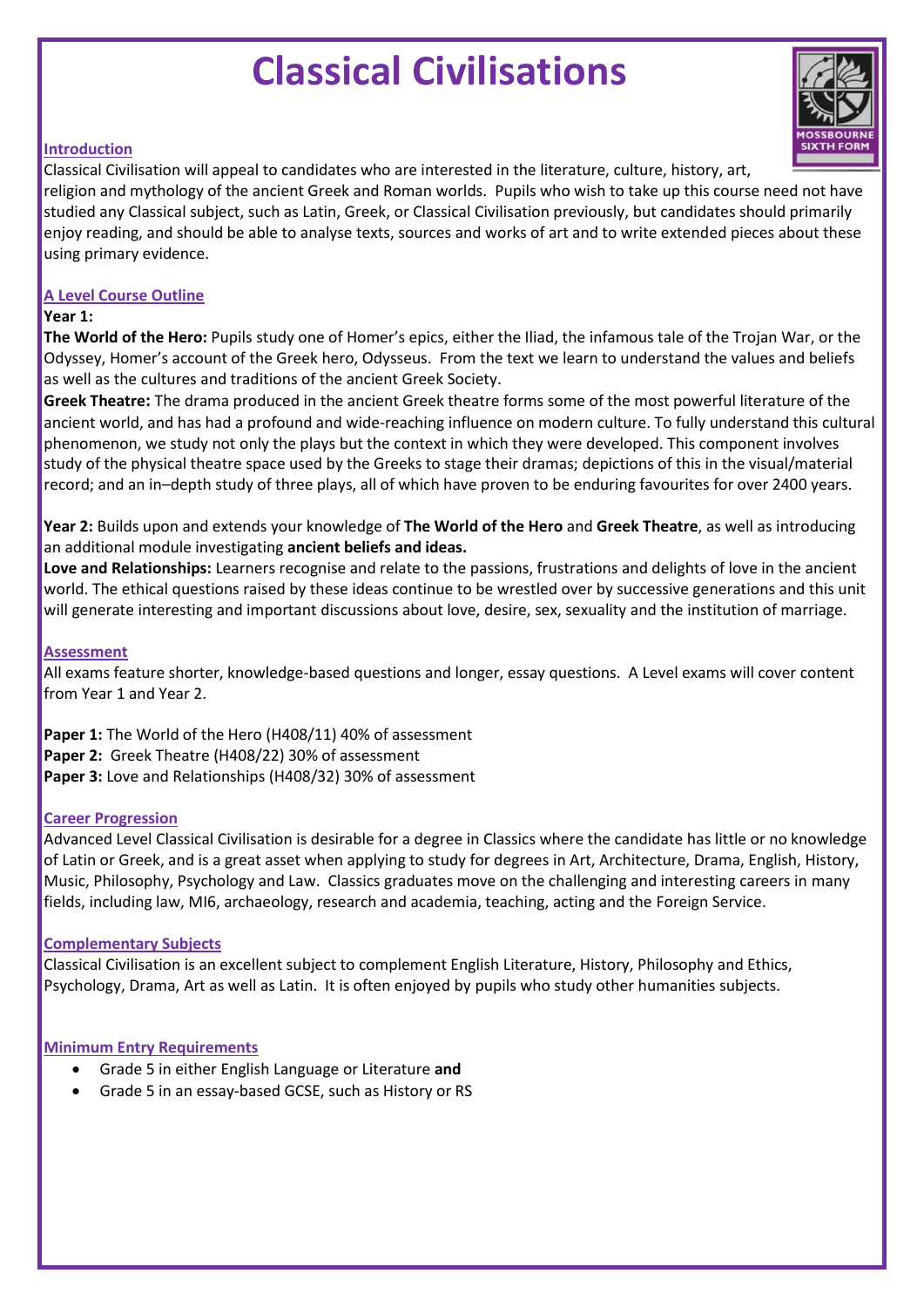# Classical Civilisations

## Introduction

Classical Civilisation will appeal to candidates who are interested in the literature, culture, history, art, religion and mythology of the ancient Greek and Roman worlds. Pupils who wish to take up this course need not have studied any Classical subject, such as Latin, Greek, or Classical Civilisation previously, but candidates should primarily enjoy reading, and should be able to analyse texts, sources and works of art and to write extended pieces about these using primary evidence.

## A Level Course Outline

**Year 1:**

**The World of the Hero:** Pupils study one of Homer's epics, either the Iliad, the infamous tale of the Trojan War, or the Odyssey, Homer's account of the Greek hero, Odysseus. From the text we learn to understand the values and beliefs as well as the cultures and traditions of the ancient Greek Society.

**Greek Theatre:** The drama produced in the ancient Greek theatre forms some of the most powerful literature of the ancient world, and has had a profound and wide-reaching influence on modern culture. To fully understand this cultural phenomenon, we study not only the plays but the context in which they were developed. This component involves study of the physical theatre space used by the Greeks to stage their dramas; depictions of this in the visual/material record; and an in–depth study of three plays, all of which have proven to be enduring favourites for over 2400 years.

**Year 2:** Builds upon and extends your knowledge of **The World of the Hero** and **Greek Theatre**, as well as introducing an additional module investigating **ancient beliefs and ideas.**

**Love and Relationships:** Learners recognise and relate to the passions, frustrations and delights of love in the ancient world. The ethical questions raised by these ideas continue to be wrestled over by successive generations and this unit will generate interesting and important discussions about love, desire, sex, sexuality and the institution of marriage.

## Assessment

All exams feature shorter, knowledge-based questions and longer, essay questions. A Level exams will cover content from Year 1 and Year 2.

**Paper 1:** The World of the Hero (H408/11) 40% of assessment
**Paper 2:** Greek Theatre (H408/22) 30% of assessment
**Paper 3:** Love and Relationships (H408/32) 30% of assessment

## Career Progression

Advanced Level Classical Civilisation is desirable for a degree in Classics where the candidate has little or no knowledge of Latin or Greek, and is a great asset when applying to study for degrees in Art, Architecture, Drama, English, History, Music, Philosophy, Psychology and Law. Classics graduates move on the challenging and interesting careers in many fields, including law, MI6, archaeology, research and academia, teaching, acting and the Foreign Service.

## Complementary Subjects

Classical Civilisation is an excellent subject to complement English Literature, History, Philosophy and Ethics, Psychology, Drama, Art as well as Latin. It is often enjoyed by pupils who study other humanities subjects.

## Minimum Entry Requirements

- Grade 5 in either English Language or Literature **and**
- Grade 5 in an essay-based GCSE, such as History or RS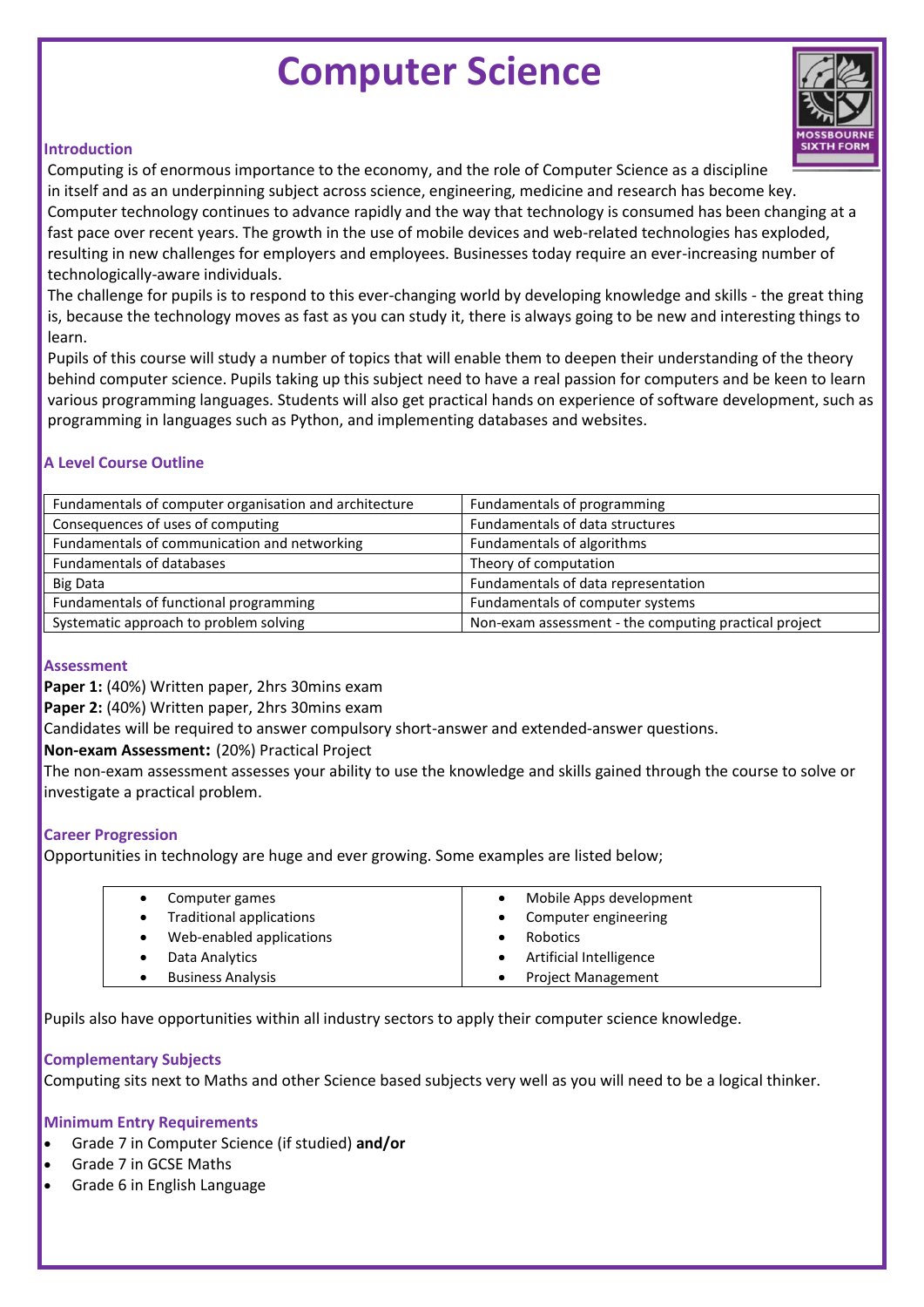# Computer Science

### Introduction

Computing is of enormous importance to the economy, and the role of Computer Science as a discipline in itself and as an underpinning subject across science, engineering, medicine and research has become key. Computer technology continues to advance rapidly and the way that technology is consumed has been changing at a fast pace over recent years. The growth in the use of mobile devices and web-related technologies has exploded, resulting in new challenges for employers and employees. Businesses today require an ever-increasing number of technologically-aware individuals.

The challenge for pupils is to respond to this ever-changing world by developing knowledge and skills - the great thing is, because the technology moves as fast as you can study it, there is always going to be new and interesting things to learn.

Pupils of this course will study a number of topics that will enable them to deepen their understanding of the theory behind computer science. Pupils taking up this subject need to have a real passion for computers and be keen to learn various programming languages. Students will also get practical hands on experience of software development, such as programming in languages such as Python, and implementing databases and websites.

### A Level Course Outline

| | |
|---|---|
| Fundamentals of computer organisation and architecture | Fundamentals of programming |
| Consequences of uses of computing | Fundamentals of data structures |
| Fundamentals of communication and networking | Fundamentals of algorithms |
| Fundamentals of databases | Theory of computation |
| Big Data | Fundamentals of data representation |
| Fundamentals of functional programming | Fundamentals of computer systems |
| Systematic approach to problem solving | Non-exam assessment - the computing practical project |

### Assessment

**Paper 1:** (40%) Written paper, 2hrs 30mins exam

**Paper 2:** (40%) Written paper, 2hrs 30mins exam

Candidates will be required to answer compulsory short-answer and extended-answer questions.

**Non-exam Assessment:** (20%) Practical Project

The non-exam assessment assesses your ability to use the knowledge and skills gained through the course to solve or investigate a practical problem.

### Career Progression

Opportunities in technology are huge and ever growing. Some examples are listed below;

- Computer games
- Traditional applications
- Web-enabled applications
- Data Analytics
- Business Analysis
- Mobile Apps development
- Computer engineering
- Robotics
- Artificial Intelligence
- Project Management

Pupils also have opportunities within all industry sectors to apply their computer science knowledge.

### Complementary Subjects

Computing sits next to Maths and other Science based subjects very well as you will need to be a logical thinker.

### Minimum Entry Requirements

- Grade 7 in Computer Science (if studied) **and/or**
- Grade 7 in GCSE Maths
- Grade 6 in English Language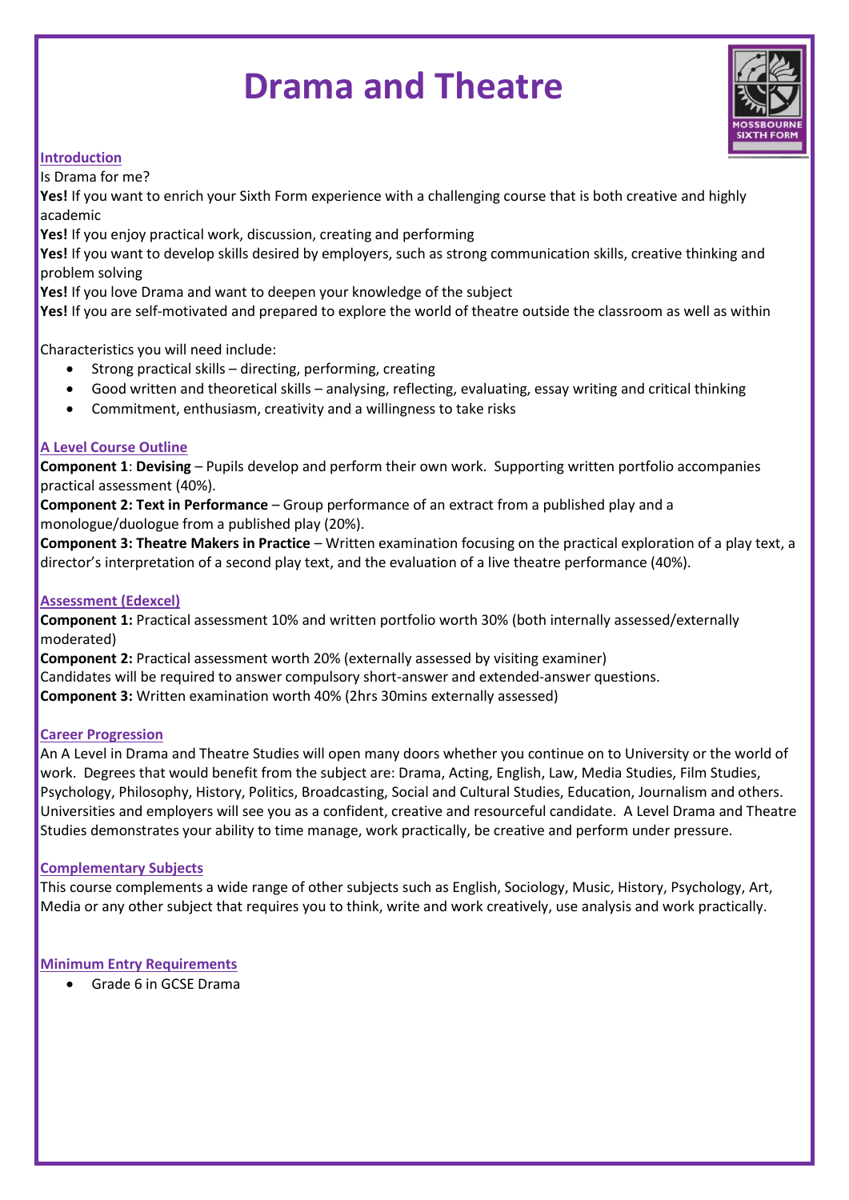# Drama and Theatre

## Introduction

Is Drama for me?

**Yes!** If you want to enrich your Sixth Form experience with a challenging course that is both creative and highly academic

**Yes!** If you enjoy practical work, discussion, creating and performing

**Yes!** If you want to develop skills desired by employers, such as strong communication skills, creative thinking and problem solving

**Yes!** If you love Drama and want to deepen your knowledge of the subject

**Yes!** If you are self-motivated and prepared to explore the world of theatre outside the classroom as well as within

Characteristics you will need include:

- Strong practical skills – directing, performing, creating
- Good written and theoretical skills – analysing, reflecting, evaluating, essay writing and critical thinking
- Commitment, enthusiasm, creativity and a willingness to take risks

## A Level Course Outline

**Component 1**: **Devising** – Pupils develop and perform their own work. Supporting written portfolio accompanies practical assessment (40%).

**Component 2: Text in Performance** – Group performance of an extract from a published play and a monologue/duologue from a published play (20%).

**Component 3: Theatre Makers in Practice** – Written examination focusing on the practical exploration of a play text, a director's interpretation of a second play text, and the evaluation of a live theatre performance (40%).

## Assessment (Edexcel)

**Component 1:** Practical assessment 10% and written portfolio worth 30% (both internally assessed/externally moderated)

**Component 2:** Practical assessment worth 20% (externally assessed by visiting examiner)

Candidates will be required to answer compulsory short-answer and extended-answer questions.

**Component 3:** Written examination worth 40% (2hrs 30mins externally assessed)

## Career Progression

An A Level in Drama and Theatre Studies will open many doors whether you continue on to University or the world of work. Degrees that would benefit from the subject are: Drama, Acting, English, Law, Media Studies, Film Studies, Psychology, Philosophy, History, Politics, Broadcasting, Social and Cultural Studies, Education, Journalism and others. Universities and employers will see you as a confident, creative and resourceful candidate. A Level Drama and Theatre Studies demonstrates your ability to time manage, work practically, be creative and perform under pressure.

## Complementary Subjects

This course complements a wide range of other subjects such as English, Sociology, Music, History, Psychology, Art, Media or any other subject that requires you to think, write and work creatively, use analysis and work practically.

## Minimum Entry Requirements

- Grade 6 in GCSE Drama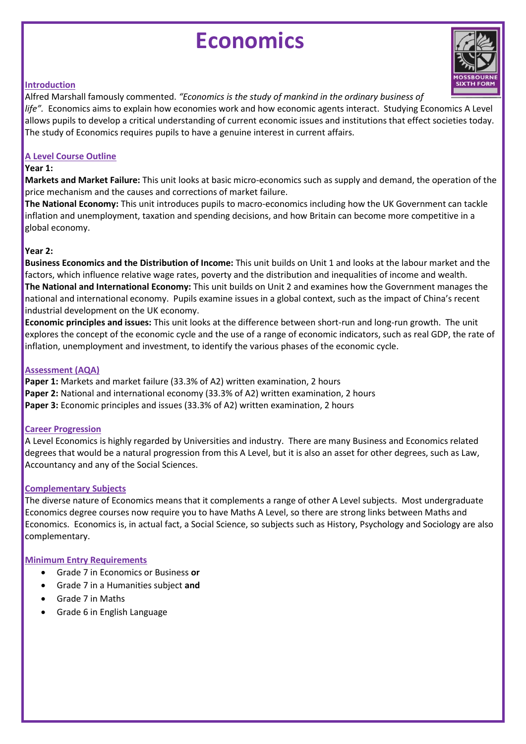# Economics

## Introduction

Alfred Marshall famously commented. *"Economics is the study of mankind in the ordinary business of life".* Economics aims to explain how economies work and how economic agents interact. Studying Economics A Level allows pupils to develop a critical understanding of current economic issues and institutions that effect societies today. The study of Economics requires pupils to have a genuine interest in current affairs.

## A Level Course Outline

**Year 1:**

**Markets and Market Failure:** This unit looks at basic micro-economics such as supply and demand, the operation of the price mechanism and the causes and corrections of market failure.

**The National Economy:** This unit introduces pupils to macro-economics including how the UK Government can tackle inflation and unemployment, taxation and spending decisions, and how Britain can become more competitive in a global economy.

**Year 2:**

**Business Economics and the Distribution of Income:** This unit builds on Unit 1 and looks at the labour market and the factors, which influence relative wage rates, poverty and the distribution and inequalities of income and wealth.

**The National and International Economy:** This unit builds on Unit 2 and examines how the Government manages the national and international economy. Pupils examine issues in a global context, such as the impact of China's recent industrial development on the UK economy.

**Economic principles and issues:** This unit looks at the difference between short-run and long-run growth. The unit explores the concept of the economic cycle and the use of a range of economic indicators, such as real GDP, the rate of inflation, unemployment and investment, to identify the various phases of the economic cycle.

## Assessment (AQA)

**Paper 1:** Markets and market failure (33.3% of A2) written examination, 2 hours
**Paper 2:** National and international economy (33.3% of A2) written examination, 2 hours
**Paper 3:** Economic principles and issues (33.3% of A2) written examination, 2 hours

## Career Progression

A Level Economics is highly regarded by Universities and industry. There are many Business and Economics related degrees that would be a natural progression from this A Level, but it is also an asset for other degrees, such as Law, Accountancy and any of the Social Sciences.

## Complementary Subjects

The diverse nature of Economics means that it complements a range of other A Level subjects. Most undergraduate Economics degree courses now require you to have Maths A Level, so there are strong links between Maths and Economics. Economics is, in actual fact, a Social Science, so subjects such as History, Psychology and Sociology are also complementary.

## Minimum Entry Requirements

- Grade 7 in Economics or Business **or**
- Grade 7 in a Humanities subject **and**
- Grade 7 in Maths
- Grade 6 in English Language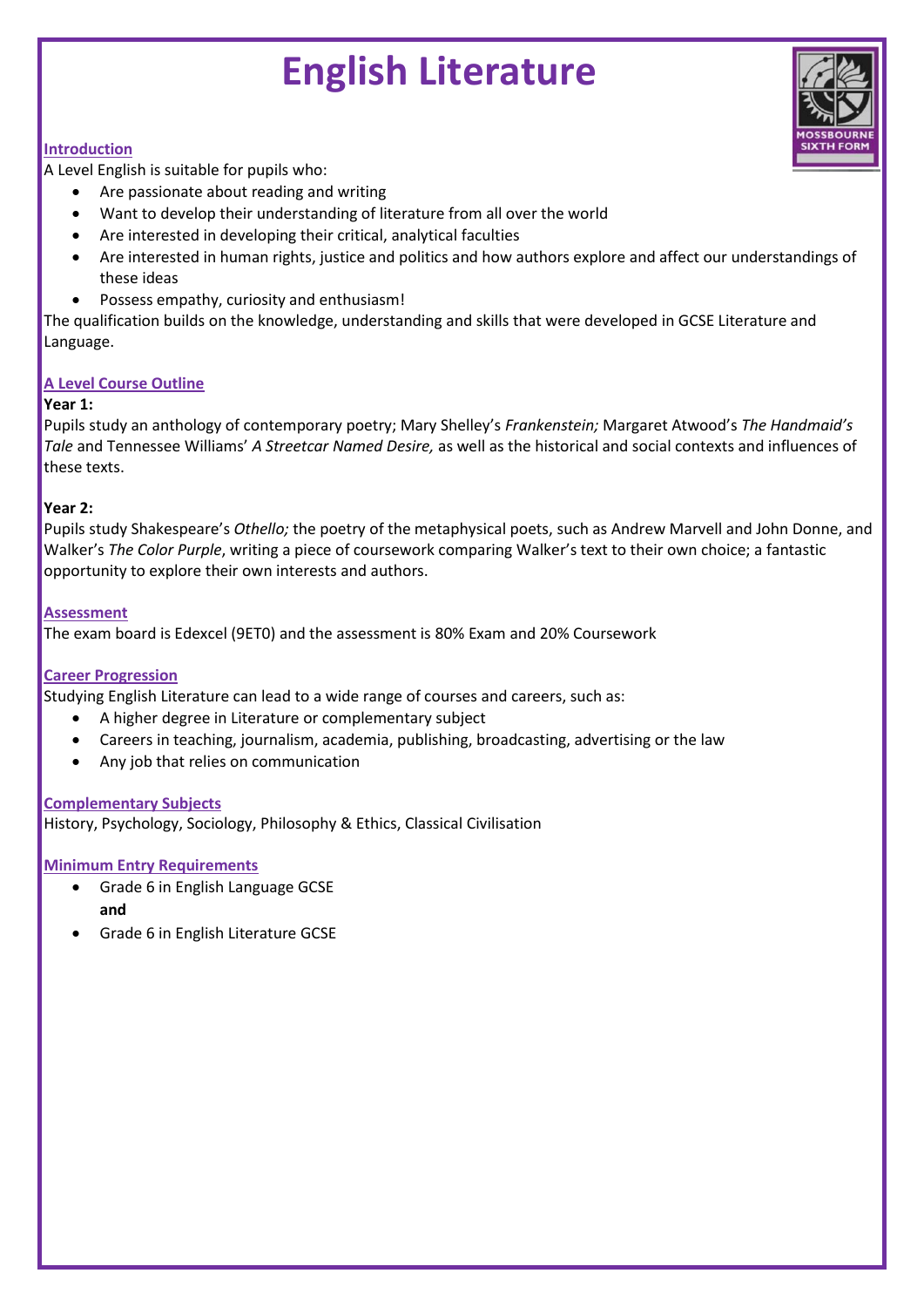# English Literature

## Introduction

A Level English is suitable for pupils who:

- Are passionate about reading and writing
- Want to develop their understanding of literature from all over the world
- Are interested in developing their critical, analytical faculties
- Are interested in human rights, justice and politics and how authors explore and affect our understandings of these ideas
- Possess empathy, curiosity and enthusiasm!

The qualification builds on the knowledge, understanding and skills that were developed in GCSE Literature and Language.

## A Level Course Outline

**Year 1:**

Pupils study an anthology of contemporary poetry; Mary Shelley's *Frankenstein;* Margaret Atwood's *The Handmaid's Tale* and Tennessee Williams' *A Streetcar Named Desire,* as well as the historical and social contexts and influences of these texts.

**Year 2:**

Pupils study Shakespeare's *Othello;* the poetry of the metaphysical poets, such as Andrew Marvell and John Donne, and Walker's *The Color Purple*, writing a piece of coursework comparing Walker's text to their own choice; a fantastic opportunity to explore their own interests and authors.

## Assessment

The exam board is Edexcel (9ET0) and the assessment is 80% Exam and 20% Coursework

## Career Progression

Studying English Literature can lead to a wide range of courses and careers, such as:

- A higher degree in Literature or complementary subject
- Careers in teaching, journalism, academia, publishing, broadcasting, advertising or the law
- Any job that relies on communication

## Complementary Subjects

History, Psychology, Sociology, Philosophy & Ethics, Classical Civilisation

## Minimum Entry Requirements

- Grade 6 in English Language GCSE
  **and**
- Grade 6 in English Literature GCSE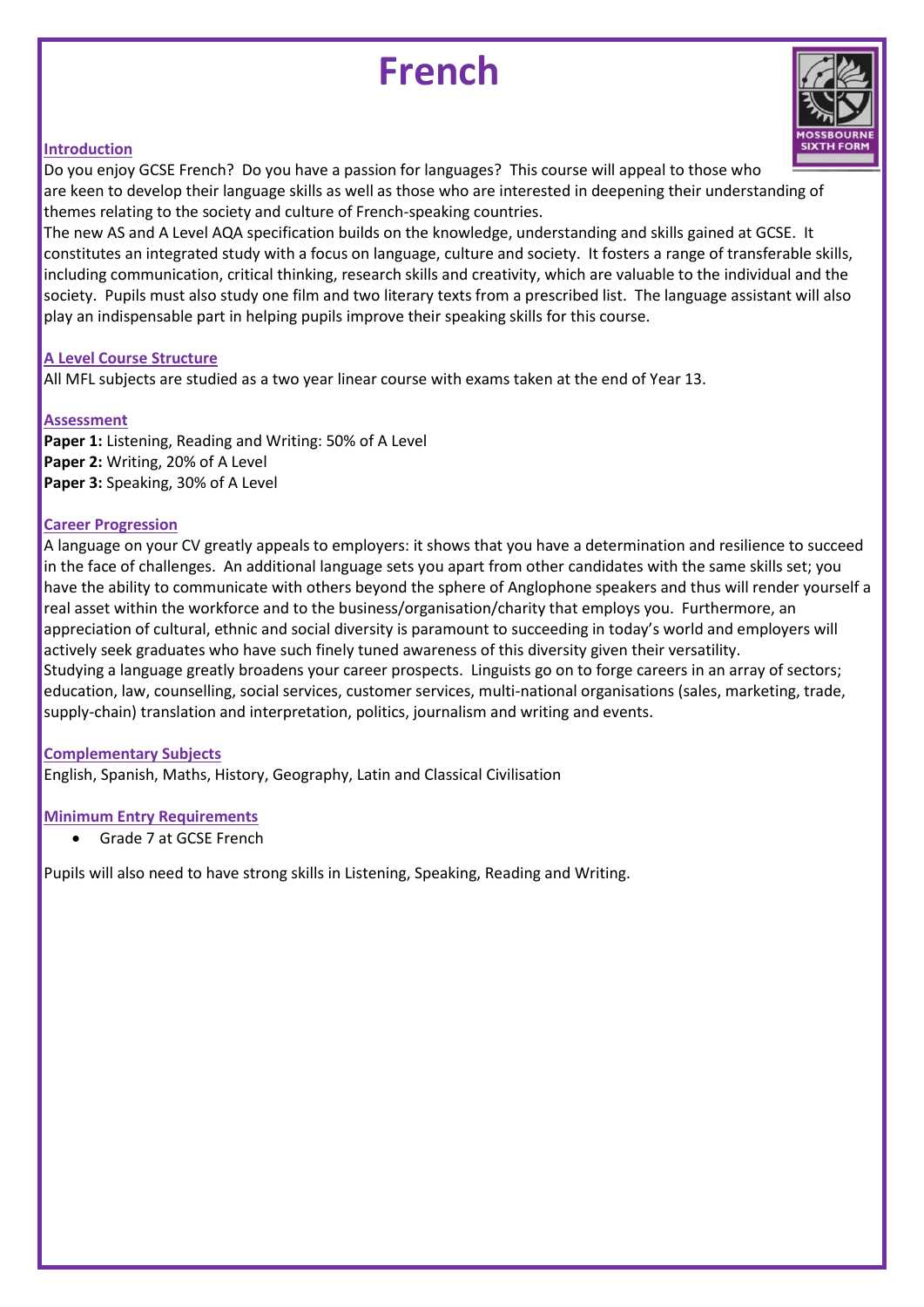# French

## Introduction

Do you enjoy GCSE French? Do you have a passion for languages? This course will appeal to those who are keen to develop their language skills as well as those who are interested in deepening their understanding of themes relating to the society and culture of French-speaking countries.

The new AS and A Level AQA specification builds on the knowledge, understanding and skills gained at GCSE. It constitutes an integrated study with a focus on language, culture and society. It fosters a range of transferable skills, including communication, critical thinking, research skills and creativity, which are valuable to the individual and the society. Pupils must also study one film and two literary texts from a prescribed list. The language assistant will also play an indispensable part in helping pupils improve their speaking skills for this course.

## A Level Course Structure

All MFL subjects are studied as a two year linear course with exams taken at the end of Year 13.

## Assessment

**Paper 1:** Listening, Reading and Writing: 50% of A Level
**Paper 2:** Writing, 20% of A Level
**Paper 3:** Speaking, 30% of A Level

## Career Progression

A language on your CV greatly appeals to employers: it shows that you have a determination and resilience to succeed in the face of challenges. An additional language sets you apart from other candidates with the same skills set; you have the ability to communicate with others beyond the sphere of Anglophone speakers and thus will render yourself a real asset within the workforce and to the business/organisation/charity that employs you. Furthermore, an appreciation of cultural, ethnic and social diversity is paramount to succeeding in today's world and employers will actively seek graduates who have such finely tuned awareness of this diversity given their versatility.

Studying a language greatly broadens your career prospects. Linguists go on to forge careers in an array of sectors; education, law, counselling, social services, customer services, multi-national organisations (sales, marketing, trade, supply-chain) translation and interpretation, politics, journalism and writing and events.

## Complementary Subjects

English, Spanish, Maths, History, Geography, Latin and Classical Civilisation

## Minimum Entry Requirements

- Grade 7 at GCSE French

Pupils will also need to have strong skills in Listening, Speaking, Reading and Writing.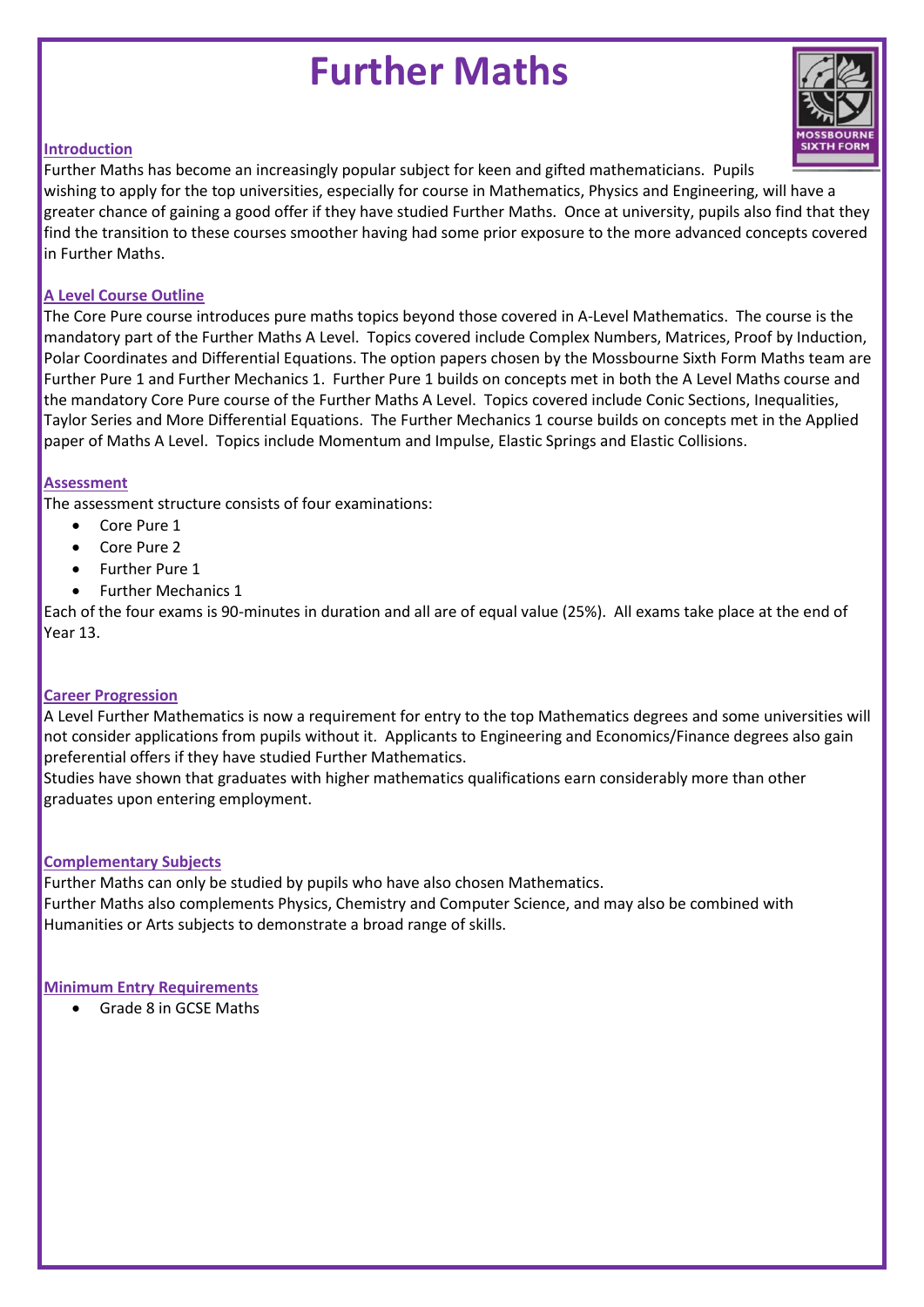# Further Maths

## Introduction

Further Maths has become an increasingly popular subject for keen and gifted mathematicians. Pupils wishing to apply for the top universities, especially for course in Mathematics, Physics and Engineering, will have a greater chance of gaining a good offer if they have studied Further Maths. Once at university, pupils also find that they find the transition to these courses smoother having had some prior exposure to the more advanced concepts covered in Further Maths.

## A Level Course Outline

The Core Pure course introduces pure maths topics beyond those covered in A-Level Mathematics. The course is the mandatory part of the Further Maths A Level. Topics covered include Complex Numbers, Matrices, Proof by Induction, Polar Coordinates and Differential Equations. The option papers chosen by the Mossbourne Sixth Form Maths team are Further Pure 1 and Further Mechanics 1. Further Pure 1 builds on concepts met in both the A Level Maths course and the mandatory Core Pure course of the Further Maths A Level. Topics covered include Conic Sections, Inequalities, Taylor Series and More Differential Equations. The Further Mechanics 1 course builds on concepts met in the Applied paper of Maths A Level. Topics include Momentum and Impulse, Elastic Springs and Elastic Collisions.

## Assessment

The assessment structure consists of four examinations:

- Core Pure 1
- Core Pure 2
- Further Pure 1
- Further Mechanics 1

Each of the four exams is 90-minutes in duration and all are of equal value (25%). All exams take place at the end of Year 13.

## Career Progression

A Level Further Mathematics is now a requirement for entry to the top Mathematics degrees and some universities will not consider applications from pupils without it. Applicants to Engineering and Economics/Finance degrees also gain preferential offers if they have studied Further Mathematics.

Studies have shown that graduates with higher mathematics qualifications earn considerably more than other graduates upon entering employment.

## Complementary Subjects

Further Maths can only be studied by pupils who have also chosen Mathematics.

Further Maths also complements Physics, Chemistry and Computer Science, and may also be combined with Humanities or Arts subjects to demonstrate a broad range of skills.

## Minimum Entry Requirements

- Grade 8 in GCSE Maths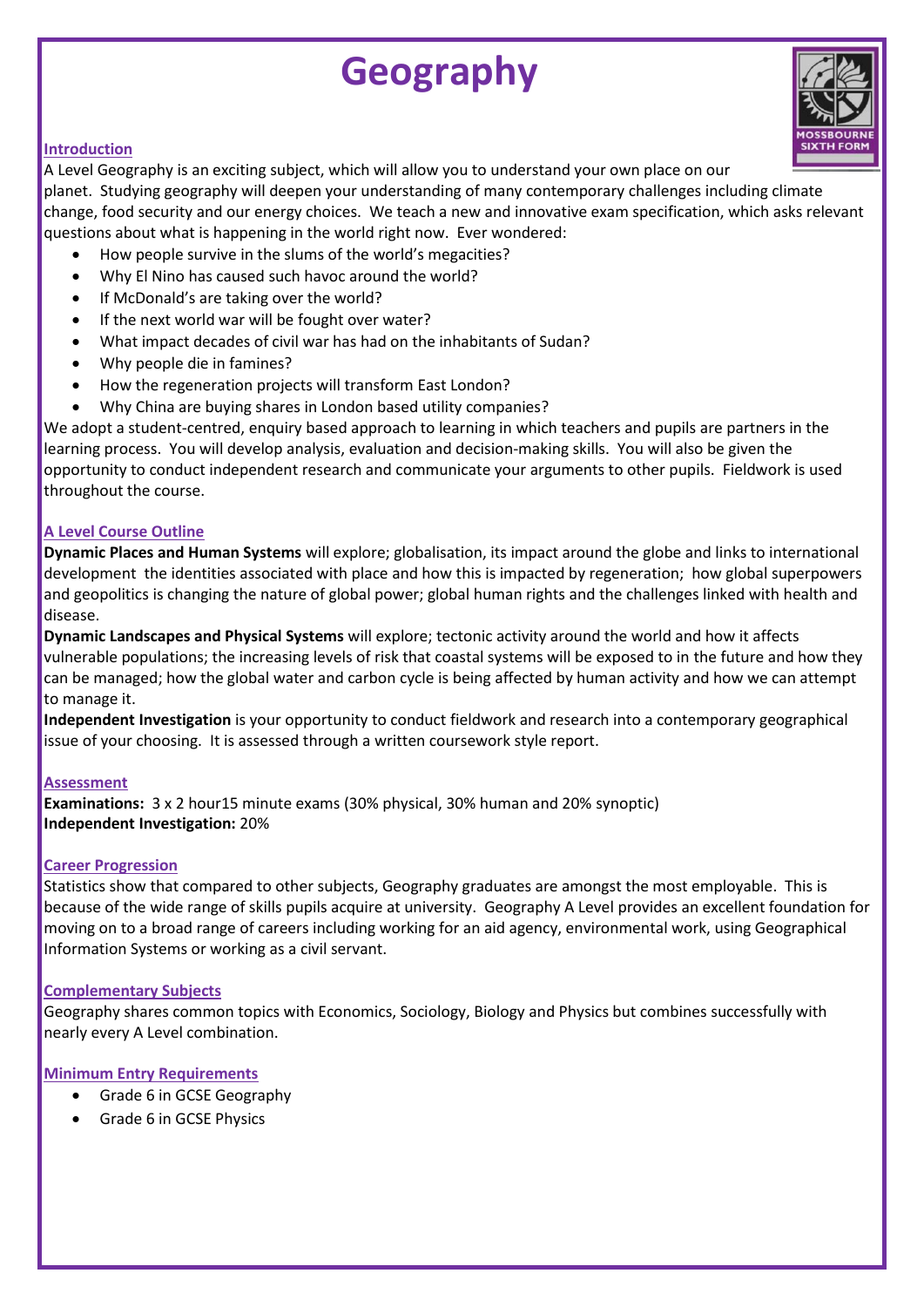# Geography

## Introduction

A Level Geography is an exciting subject, which will allow you to understand your own place on our planet. Studying geography will deepen your understanding of many contemporary challenges including climate change, food security and our energy choices. We teach a new and innovative exam specification, which asks relevant questions about what is happening in the world right now. Ever wondered:

- How people survive in the slums of the world's megacities?
- Why El Nino has caused such havoc around the world?
- If McDonald's are taking over the world?
- If the next world war will be fought over water?
- What impact decades of civil war has had on the inhabitants of Sudan?
- Why people die in famines?
- How the regeneration projects will transform East London?
- Why China are buying shares in London based utility companies?

We adopt a student-centred, enquiry based approach to learning in which teachers and pupils are partners in the learning process. You will develop analysis, evaluation and decision-making skills. You will also be given the opportunity to conduct independent research and communicate your arguments to other pupils. Fieldwork is used throughout the course.

## A Level Course Outline

**Dynamic Places and Human Systems** will explore; globalisation, its impact around the globe and links to international development the identities associated with place and how this is impacted by regeneration; how global superpowers and geopolitics is changing the nature of global power; global human rights and the challenges linked with health and disease.

**Dynamic Landscapes and Physical Systems** will explore; tectonic activity around the world and how it affects vulnerable populations; the increasing levels of risk that coastal systems will be exposed to in the future and how they can be managed; how the global water and carbon cycle is being affected by human activity and how we can attempt to manage it.

**Independent Investigation** is your opportunity to conduct fieldwork and research into a contemporary geographical issue of your choosing. It is assessed through a written coursework style report.

## Assessment

**Examinations:** 3 x 2 hour15 minute exams (30% physical, 30% human and 20% synoptic)

**Independent Investigation:** 20%

## Career Progression

Statistics show that compared to other subjects, Geography graduates are amongst the most employable. This is because of the wide range of skills pupils acquire at university. Geography A Level provides an excellent foundation for moving on to a broad range of careers including working for an aid agency, environmental work, using Geographical Information Systems or working as a civil servant.

## Complementary Subjects

Geography shares common topics with Economics, Sociology, Biology and Physics but combines successfully with nearly every A Level combination.

## Minimum Entry Requirements

- Grade 6 in GCSE Geography
- Grade 6 in GCSE Physics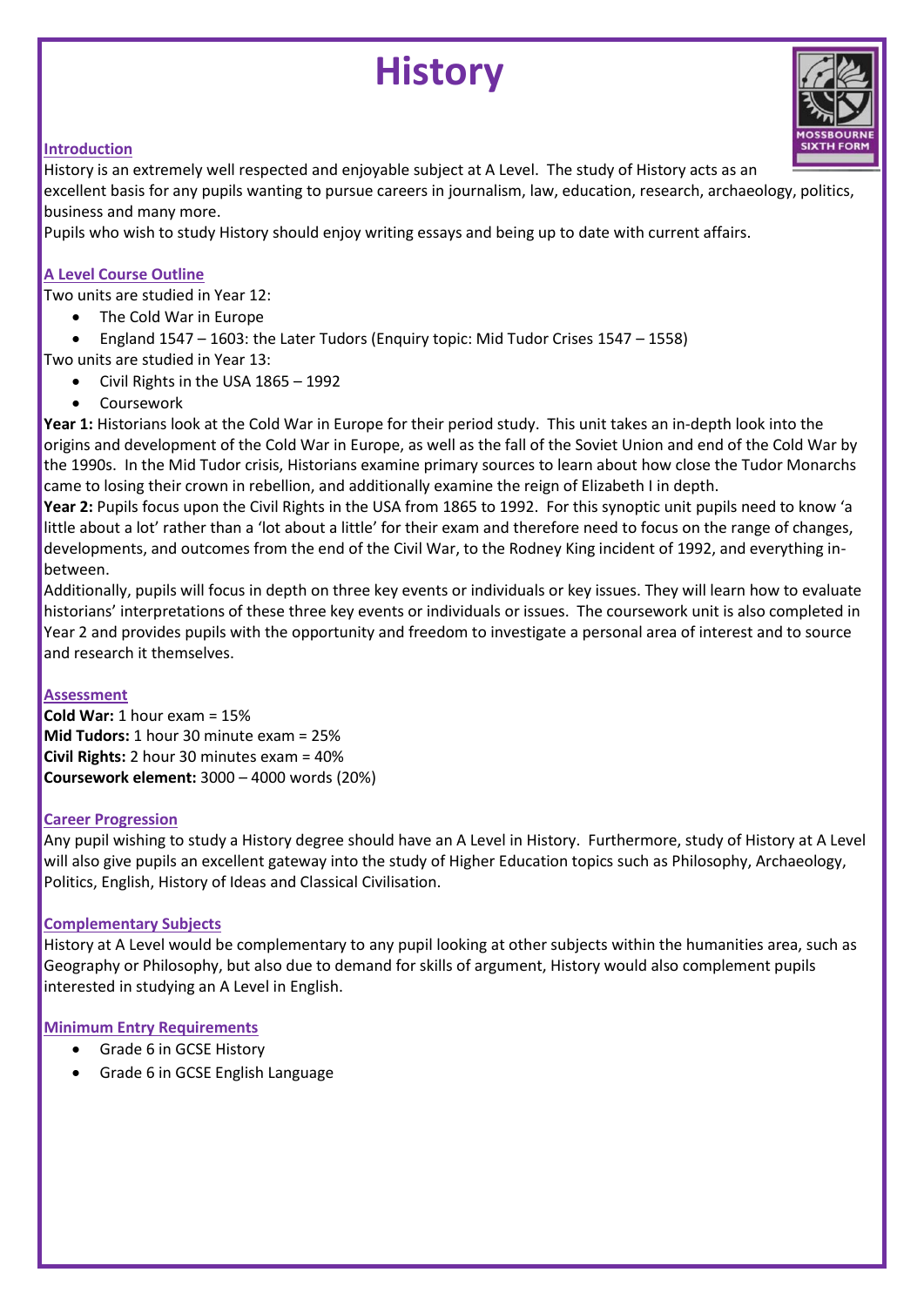# History

## Introduction

History is an extremely well respected and enjoyable subject at A Level. The study of History acts as an excellent basis for any pupils wanting to pursue careers in journalism, law, education, research, archaeology, politics, business and many more.

Pupils who wish to study History should enjoy writing essays and being up to date with current affairs.

## A Level Course Outline

Two units are studied in Year 12:

- The Cold War in Europe
- England 1547 – 1603: the Later Tudors (Enquiry topic: Mid Tudor Crises 1547 – 1558)

Two units are studied in Year 13:

- Civil Rights in the USA 1865 – 1992
- Coursework

**Year 1:** Historians look at the Cold War in Europe for their period study. This unit takes an in-depth look into the origins and development of the Cold War in Europe, as well as the fall of the Soviet Union and end of the Cold War by the 1990s. In the Mid Tudor crisis, Historians examine primary sources to learn about how close the Tudor Monarchs came to losing their crown in rebellion, and additionally examine the reign of Elizabeth I in depth.

**Year 2:** Pupils focus upon the Civil Rights in the USA from 1865 to 1992. For this synoptic unit pupils need to know 'a little about a lot' rather than a 'lot about a little' for their exam and therefore need to focus on the range of changes, developments, and outcomes from the end of the Civil War, to the Rodney King incident of 1992, and everything in-between.

Additionally, pupils will focus in depth on three key events or individuals or key issues. They will learn how to evaluate historians' interpretations of these three key events or individuals or issues. The coursework unit is also completed in Year 2 and provides pupils with the opportunity and freedom to investigate a personal area of interest and to source and research it themselves.

## Assessment

**Cold War:** 1 hour exam = 15%
**Mid Tudors:** 1 hour 30 minute exam = 25%
**Civil Rights:** 2 hour 30 minutes exam = 40%
**Coursework element:** 3000 – 4000 words (20%)

## Career Progression

Any pupil wishing to study a History degree should have an A Level in History. Furthermore, study of History at A Level will also give pupils an excellent gateway into the study of Higher Education topics such as Philosophy, Archaeology, Politics, English, History of Ideas and Classical Civilisation.

## Complementary Subjects

History at A Level would be complementary to any pupil looking at other subjects within the humanities area, such as Geography or Philosophy, but also due to demand for skills of argument, History would also complement pupils interested in studying an A Level in English.

## Minimum Entry Requirements

- Grade 6 in GCSE History
- Grade 6 in GCSE English Language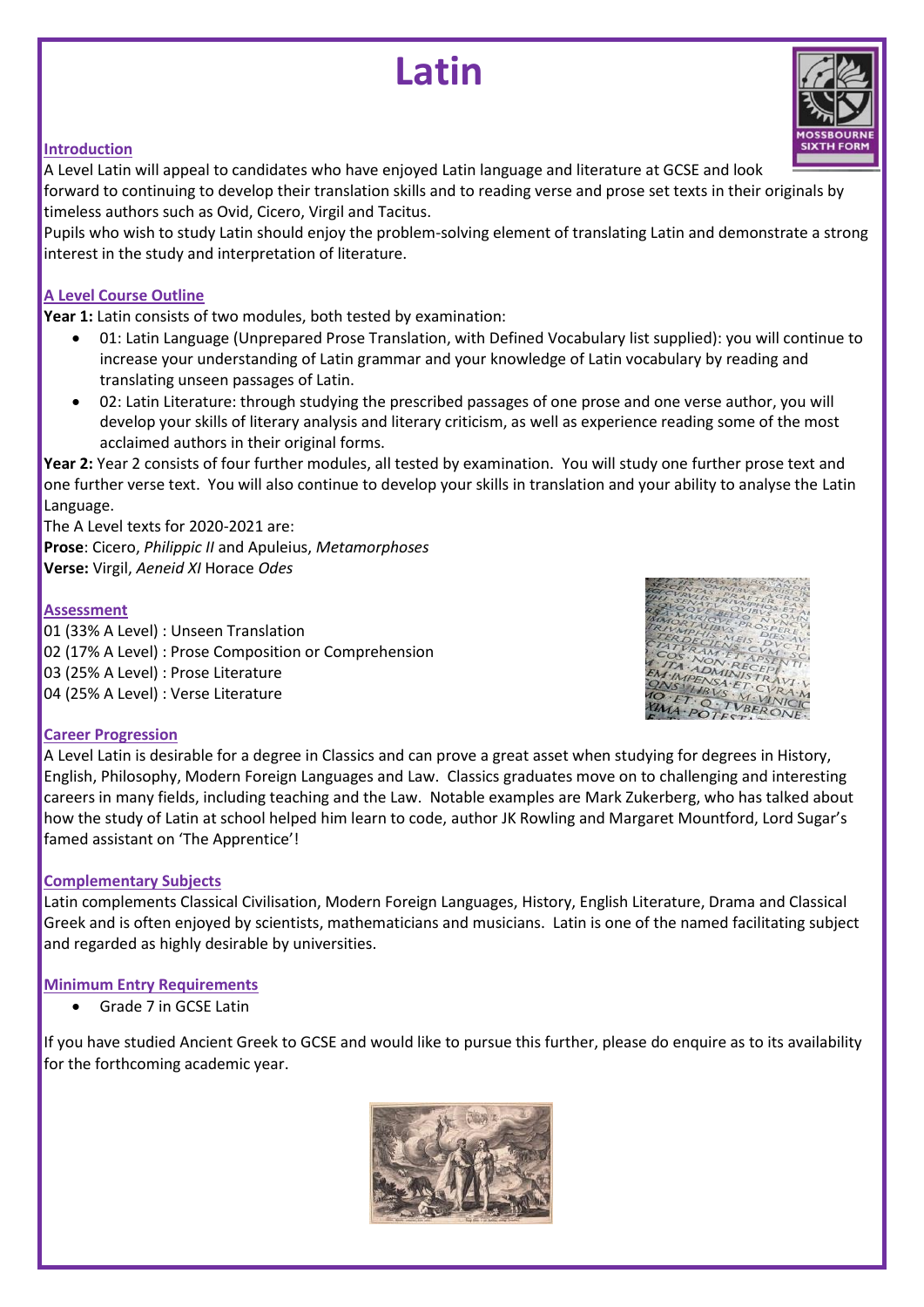# Latin

## Introduction

A Level Latin will appeal to candidates who have enjoyed Latin language and literature at GCSE and look forward to continuing to develop their translation skills and to reading verse and prose set texts in their originals by timeless authors such as Ovid, Cicero, Virgil and Tacitus.

Pupils who wish to study Latin should enjoy the problem-solving element of translating Latin and demonstrate a strong interest in the study and interpretation of literature.

## A Level Course Outline

**Year 1:** Latin consists of two modules, both tested by examination:

- 01: Latin Language (Unprepared Prose Translation, with Defined Vocabulary list supplied): you will continue to increase your understanding of Latin grammar and your knowledge of Latin vocabulary by reading and translating unseen passages of Latin.
- 02: Latin Literature: through studying the prescribed passages of one prose and one verse author, you will develop your skills of literary analysis and literary criticism, as well as experience reading some of the most acclaimed authors in their original forms.

**Year 2:** Year 2 consists of four further modules, all tested by examination. You will study one further prose text and one further verse text. You will also continue to develop your skills in translation and your ability to analyse the Latin Language.

The A Level texts for 2020-2021 are:

**Prose**: Cicero, *Philippic II* and Apuleius, *Metamorphoses*

**Verse:** Virgil, *Aeneid XI* Horace *Odes*

## Assessment

01 (33% A Level) : Unseen Translation

02 (17% A Level) : Prose Composition or Comprehension

03 (25% A Level) : Prose Literature

04 (25% A Level) : Verse Literature

## Career Progression

A Level Latin is desirable for a degree in Classics and can prove a great asset when studying for degrees in History, English, Philosophy, Modern Foreign Languages and Law. Classics graduates move on to challenging and interesting careers in many fields, including teaching and the Law. Notable examples are Mark Zukerberg, who has talked about how the study of Latin at school helped him learn to code, author JK Rowling and Margaret Mountford, Lord Sugar's famed assistant on 'The Apprentice'!

## Complementary Subjects

Latin complements Classical Civilisation, Modern Foreign Languages, History, English Literature, Drama and Classical Greek and is often enjoyed by scientists, mathematicians and musicians. Latin is one of the named facilitating subject and regarded as highly desirable by universities.

## Minimum Entry Requirements

- Grade 7 in GCSE Latin

If you have studied Ancient Greek to GCSE and would like to pursue this further, please do enquire as to its availability for the forthcoming academic year.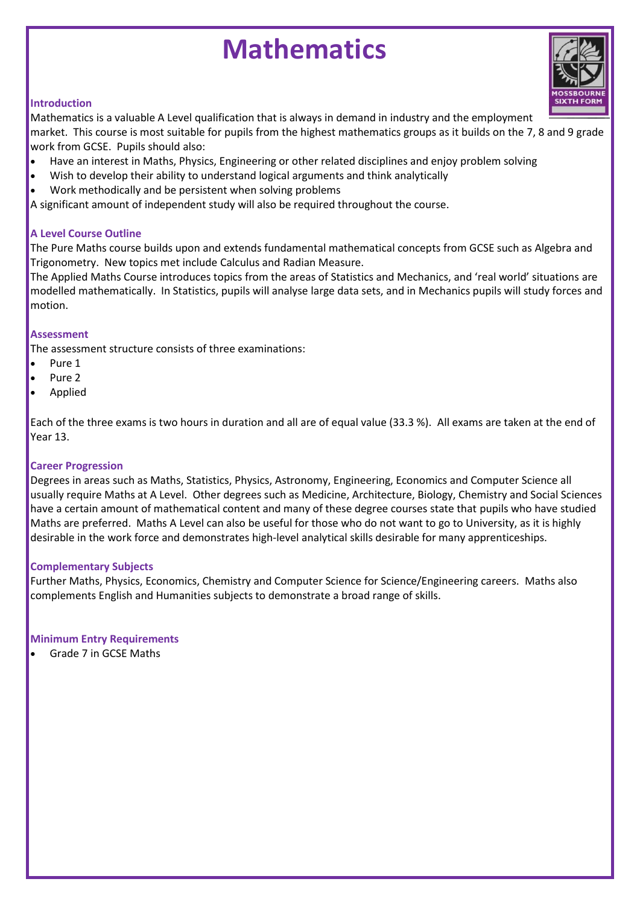# Mathematics

## Introduction

Mathematics is a valuable A Level qualification that is always in demand in industry and the employment market. This course is most suitable for pupils from the highest mathematics groups as it builds on the 7, 8 and 9 grade work from GCSE. Pupils should also:

- Have an interest in Maths, Physics, Engineering or other related disciplines and enjoy problem solving
- Wish to develop their ability to understand logical arguments and think analytically
- Work methodically and be persistent when solving problems

A significant amount of independent study will also be required throughout the course.

## A Level Course Outline

The Pure Maths course builds upon and extends fundamental mathematical concepts from GCSE such as Algebra and Trigonometry. New topics met include Calculus and Radian Measure.

The Applied Maths Course introduces topics from the areas of Statistics and Mechanics, and 'real world' situations are modelled mathematically. In Statistics, pupils will analyse large data sets, and in Mechanics pupils will study forces and motion.

## Assessment

The assessment structure consists of three examinations:

- Pure 1
- Pure 2
- Applied

Each of the three exams is two hours in duration and all are of equal value (33.3 %). All exams are taken at the end of Year 13.

## Career Progression

Degrees in areas such as Maths, Statistics, Physics, Astronomy, Engineering, Economics and Computer Science all usually require Maths at A Level. Other degrees such as Medicine, Architecture, Biology, Chemistry and Social Sciences have a certain amount of mathematical content and many of these degree courses state that pupils who have studied Maths are preferred. Maths A Level can also be useful for those who do not want to go to University, as it is highly desirable in the work force and demonstrates high-level analytical skills desirable for many apprenticeships.

## Complementary Subjects

Further Maths, Physics, Economics, Chemistry and Computer Science for Science/Engineering careers. Maths also complements English and Humanities subjects to demonstrate a broad range of skills.

## Minimum Entry Requirements

- Grade 7 in GCSE Maths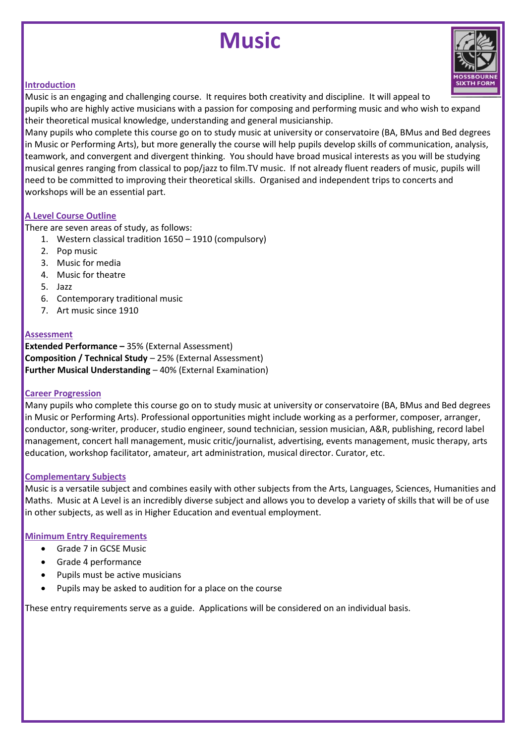# Music

## Introduction

Music is an engaging and challenging course. It requires both creativity and discipline. It will appeal to pupils who are highly active musicians with a passion for composing and performing music and who wish to expand their theoretical musical knowledge, understanding and general musicianship.

Many pupils who complete this course go on to study music at university or conservatoire (BA, BMus and Bed degrees in Music or Performing Arts), but more generally the course will help pupils develop skills of communication, analysis, teamwork, and convergent and divergent thinking. You should have broad musical interests as you will be studying musical genres ranging from classical to pop/jazz to film.TV music. If not already fluent readers of music, pupils will need to be committed to improving their theoretical skills. Organised and independent trips to concerts and workshops will be an essential part.

## A Level Course Outline

There are seven areas of study, as follows:

1. Western classical tradition 1650 – 1910 (compulsory)
2. Pop music
3. Music for media
4. Music for theatre
5. Jazz
6. Contemporary traditional music
7. Art music since 1910

## Assessment

**Extended Performance –** 35% (External Assessment)
**Composition / Technical Study** – 25% (External Assessment)
**Further Musical Understanding** – 40% (External Examination)

## Career Progression

Many pupils who complete this course go on to study music at university or conservatoire (BA, BMus and Bed degrees in Music or Performing Arts). Professional opportunities might include working as a performer, composer, arranger, conductor, song-writer, producer, studio engineer, sound technician, session musician, A&R, publishing, record label management, concert hall management, music critic/journalist, advertising, events management, music therapy, arts education, workshop facilitator, amateur, art administration, musical director. Curator, etc.

## Complementary Subjects

Music is a versatile subject and combines easily with other subjects from the Arts, Languages, Sciences, Humanities and Maths. Music at A Level is an incredibly diverse subject and allows you to develop a variety of skills that will be of use in other subjects, as well as in Higher Education and eventual employment.

## Minimum Entry Requirements

- Grade 7 in GCSE Music
- Grade 4 performance
- Pupils must be active musicians
- Pupils may be asked to audition for a place on the course

These entry requirements serve as a guide. Applications will be considered on an individual basis.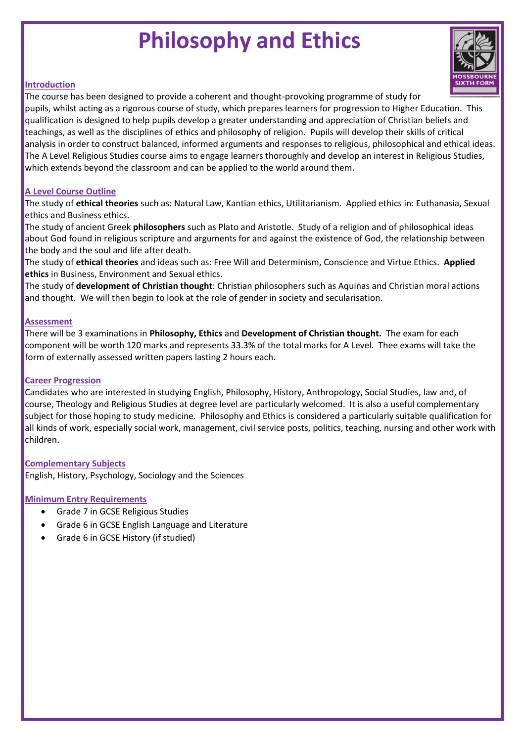# Philosophy and Ethics

## Introduction

The course has been designed to provide a coherent and thought-provoking programme of study for pupils, whilst acting as a rigorous course of study, which prepares learners for progression to Higher Education. This qualification is designed to help pupils develop a greater understanding and appreciation of Christian beliefs and teachings, as well as the disciplines of ethics and philosophy of religion. Pupils will develop their skills of critical analysis in order to construct balanced, informed arguments and responses to religious, philosophical and ethical ideas. The A Level Religious Studies course aims to engage learners thoroughly and develop an interest in Religious Studies, which extends beyond the classroom and can be applied to the world around them.

## A Level Course Outline

The study of **ethical theories** such as: Natural Law, Kantian ethics, Utilitarianism. Applied ethics in: Euthanasia, Sexual ethics and Business ethics.

The study of ancient Greek **philosophers** such as Plato and Aristotle. Study of a religion and of philosophical ideas about God found in religious scripture and arguments for and against the existence of God, the relationship between the body and the soul and life after death.

The study of **ethical theories** and ideas such as: Free Will and Determinism, Conscience and Virtue Ethics. **Applied ethics** in Business, Environment and Sexual ethics.

The study of **development of Christian thought**: Christian philosophers such as Aquinas and Christian moral actions and thought. We will then begin to look at the role of gender in society and secularisation.

## Assessment

There will be 3 examinations in **Philosophy, Ethics** and **Development of Christian thought.** The exam for each component will be worth 120 marks and represents 33.3% of the total marks for A Level. Thee exams will take the form of externally assessed written papers lasting 2 hours each.

## Career Progression

Candidates who are interested in studying English, Philosophy, History, Anthropology, Social Studies, law and, of course, Theology and Religious Studies at degree level are particularly welcomed. It is also a useful complementary subject for those hoping to study medicine. Philosophy and Ethics is considered a particularly suitable qualification for all kinds of work, especially social work, management, civil service posts, politics, teaching, nursing and other work with children.

## Complementary Subjects

English, History, Psychology, Sociology and the Sciences

## Minimum Entry Requirements

- Grade 7 in GCSE Religious Studies
- Grade 6 in GCSE English Language and Literature
- Grade 6 in GCSE History (if studied)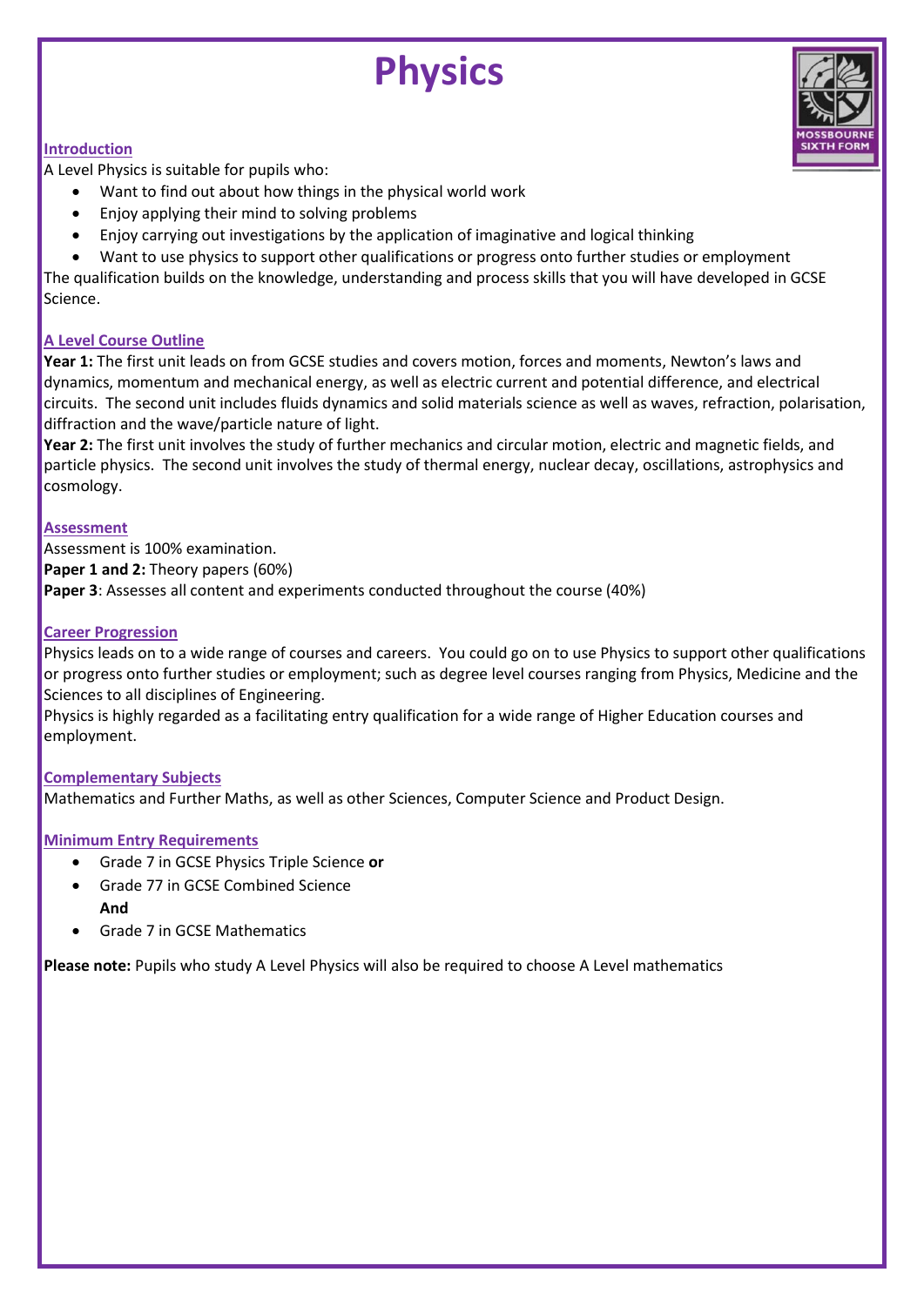# Physics

## Introduction

A Level Physics is suitable for pupils who:

- Want to find out about how things in the physical world work
- Enjoy applying their mind to solving problems
- Enjoy carrying out investigations by the application of imaginative and logical thinking
- Want to use physics to support other qualifications or progress onto further studies or employment

The qualification builds on the knowledge, understanding and process skills that you will have developed in GCSE Science.

## A Level Course Outline

**Year 1:** The first unit leads on from GCSE studies and covers motion, forces and moments, Newton's laws and dynamics, momentum and mechanical energy, as well as electric current and potential difference, and electrical circuits. The second unit includes fluids dynamics and solid materials science as well as waves, refraction, polarisation, diffraction and the wave/particle nature of light.

**Year 2:** The first unit involves the study of further mechanics and circular motion, electric and magnetic fields, and particle physics. The second unit involves the study of thermal energy, nuclear decay, oscillations, astrophysics and cosmology.

## Assessment

Assessment is 100% examination.

**Paper 1 and 2:** Theory papers (60%)

**Paper 3**: Assesses all content and experiments conducted throughout the course (40%)

## Career Progression

Physics leads on to a wide range of courses and careers. You could go on to use Physics to support other qualifications or progress onto further studies or employment; such as degree level courses ranging from Physics, Medicine and the Sciences to all disciplines of Engineering.

Physics is highly regarded as a facilitating entry qualification for a wide range of Higher Education courses and employment.

## Complementary Subjects

Mathematics and Further Maths, as well as other Sciences, Computer Science and Product Design.

## Minimum Entry Requirements

- Grade 7 in GCSE Physics Triple Science **or**
- Grade 77 in GCSE Combined Science

  **And**
- Grade 7 in GCSE Mathematics

**Please note:** Pupils who study A Level Physics will also be required to choose A Level mathematics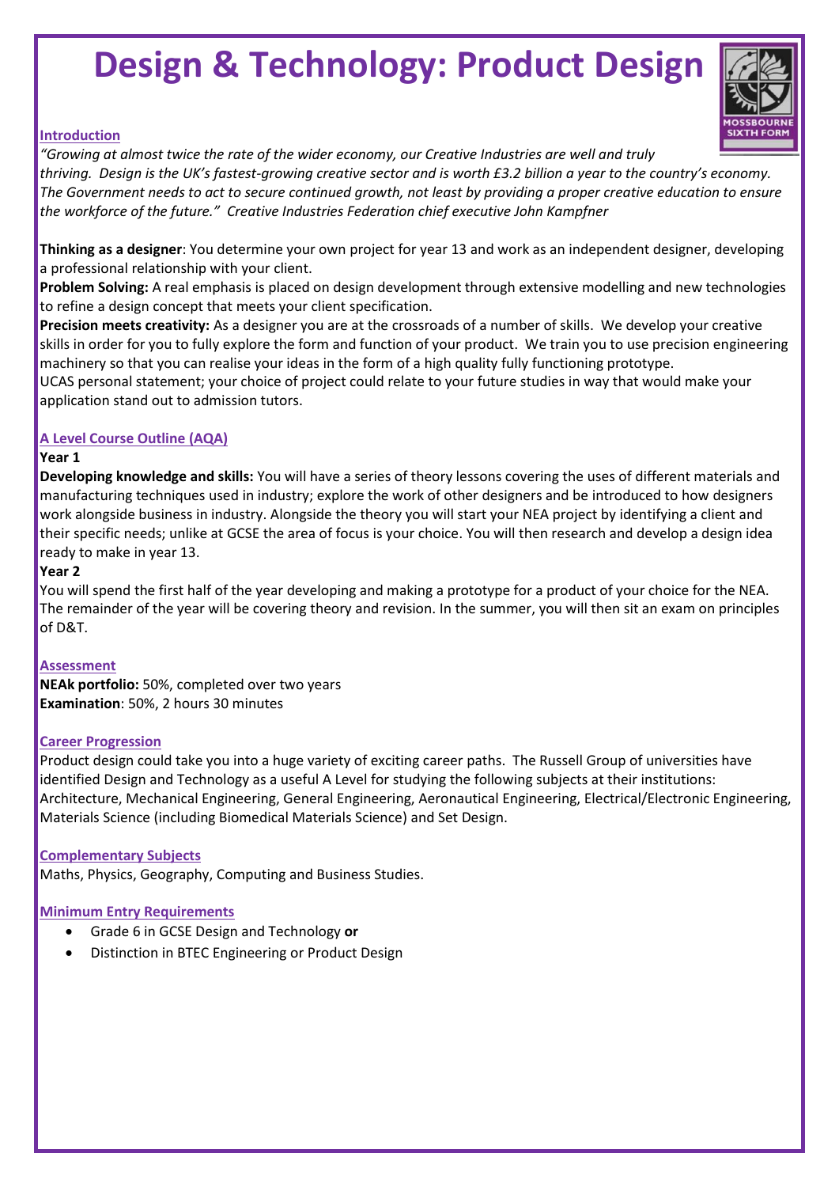# Design & Technology: Product Design

## Introduction

*"Growing at almost twice the rate of the wider economy, our Creative Industries are well and truly thriving. Design is the UK's fastest-growing creative sector and is worth £3.2 billion a year to the country's economy. The Government needs to act to secure continued growth, not least by providing a proper creative education to ensure the workforce of the future." Creative Industries Federation chief executive John Kampfner*

**Thinking as a designer**: You determine your own project for year 13 and work as an independent designer, developing a professional relationship with your client.

**Problem Solving:** A real emphasis is placed on design development through extensive modelling and new technologies to refine a design concept that meets your client specification.

**Precision meets creativity:** As a designer you are at the crossroads of a number of skills. We develop your creative skills in order for you to fully explore the form and function of your product. We train you to use precision engineering machinery so that you can realise your ideas in the form of a high quality fully functioning prototype.

UCAS personal statement; your choice of project could relate to your future studies in way that would make your application stand out to admission tutors.

## A Level Course Outline (AQA)

**Year 1**

**Developing knowledge and skills:** You will have a series of theory lessons covering the uses of different materials and manufacturing techniques used in industry; explore the work of other designers and be introduced to how designers work alongside business in industry. Alongside the theory you will start your NEA project by identifying a client and their specific needs; unlike at GCSE the area of focus is your choice. You will then research and develop a design idea ready to make in year 13.

**Year 2**

You will spend the first half of the year developing and making a prototype for a product of your choice for the NEA. The remainder of the year will be covering theory and revision. In the summer, you will then sit an exam on principles of D&T.

## Assessment

**NEAk portfolio:** 50%, completed over two years
**Examination**: 50%, 2 hours 30 minutes

## Career Progression

Product design could take you into a huge variety of exciting career paths. The Russell Group of universities have identified Design and Technology as a useful A Level for studying the following subjects at their institutions: Architecture, Mechanical Engineering, General Engineering, Aeronautical Engineering, Electrical/Electronic Engineering, Materials Science (including Biomedical Materials Science) and Set Design.

## Complementary Subjects

Maths, Physics, Geography, Computing and Business Studies.

## Minimum Entry Requirements

- Grade 6 in GCSE Design and Technology **or**
- Distinction in BTEC Engineering or Product Design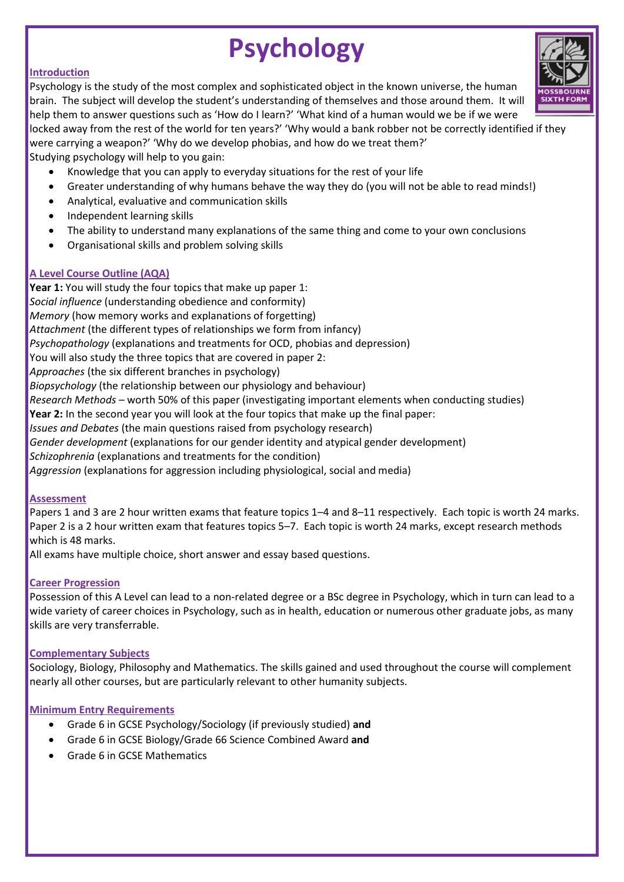# Psychology

## Introduction

Psychology is the study of the most complex and sophisticated object in the known universe, the human brain. The subject will develop the student's understanding of themselves and those around them. It will help them to answer questions such as 'How do I learn?' 'What kind of a human would we be if we were locked away from the rest of the world for ten years?' 'Why would a bank robber not be correctly identified if they were carrying a weapon?' 'Why do we develop phobias, and how do we treat them?'

Studying psychology will help to you gain:

- Knowledge that you can apply to everyday situations for the rest of your life
- Greater understanding of why humans behave the way they do (you will not be able to read minds!)
- Analytical, evaluative and communication skills
- Independent learning skills
- The ability to understand many explanations of the same thing and come to your own conclusions
- Organisational skills and problem solving skills

## A Level Course Outline (AQA)

**Year 1:** You will study the four topics that make up paper 1:
*Social influence* (understanding obedience and conformity)
*Memory* (how memory works and explanations of forgetting)
*Attachment* (the different types of relationships we form from infancy)
*Psychopathology* (explanations and treatments for OCD, phobias and depression)
You will also study the three topics that are covered in paper 2:
*Approaches* (the six different branches in psychology)
*Biopsychology* (the relationship between our physiology and behaviour)
*Research Methods* – worth 50% of this paper (investigating important elements when conducting studies)
**Year 2:** In the second year you will look at the four topics that make up the final paper:
*Issues and Debates* (the main questions raised from psychology research)
*Gender development* (explanations for our gender identity and atypical gender development)
*Schizophrenia* (explanations and treatments for the condition)
*Aggression* (explanations for aggression including physiological, social and media)

## Assessment

Papers 1 and 3 are 2 hour written exams that feature topics 1–4 and 8–11 respectively. Each topic is worth 24 marks. Paper 2 is a 2 hour written exam that features topics 5–7. Each topic is worth 24 marks, except research methods which is 48 marks.
All exams have multiple choice, short answer and essay based questions.

## Career Progression

Possession of this A Level can lead to a non-related degree or a BSc degree in Psychology, which in turn can lead to a wide variety of career choices in Psychology, such as in health, education or numerous other graduate jobs, as many skills are very transferrable.

## Complementary Subjects

Sociology, Biology, Philosophy and Mathematics. The skills gained and used throughout the course will complement nearly all other courses, but are particularly relevant to other humanity subjects.

## Minimum Entry Requirements

- Grade 6 in GCSE Psychology/Sociology (if previously studied) **and**
- Grade 6 in GCSE Biology/Grade 66 Science Combined Award **and**
- Grade 6 in GCSE Mathematics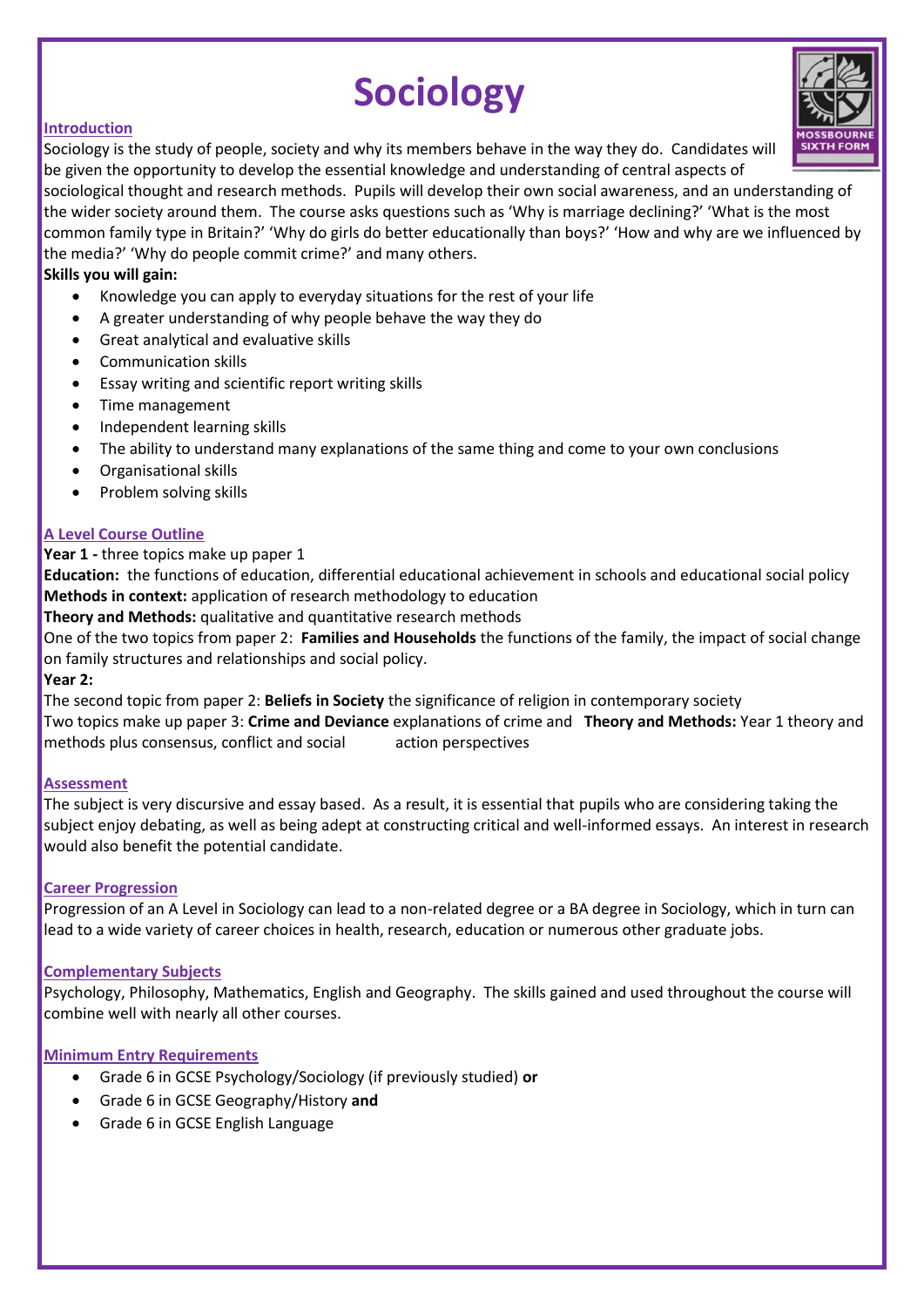# Sociology

## Introduction

Sociology is the study of people, society and why its members behave in the way they do. Candidates will be given the opportunity to develop the essential knowledge and understanding of central aspects of sociological thought and research methods. Pupils will develop their own social awareness, and an understanding of the wider society around them. The course asks questions such as 'Why is marriage declining?' 'What is the most common family type in Britain?' 'Why do girls do better educationally than boys?' 'How and why are we influenced by the media?' 'Why do people commit crime?' and many others.

**Skills you will gain:**

- Knowledge you can apply to everyday situations for the rest of your life
- A greater understanding of why people behave the way they do
- Great analytical and evaluative skills
- Communication skills
- Essay writing and scientific report writing skills
- Time management
- Independent learning skills
- The ability to understand many explanations of the same thing and come to your own conclusions
- Organisational skills
- Problem solving skills

## A Level Course Outline

**Year 1 -** three topics make up paper 1

**Education:** the functions of education, differential educational achievement in schools and educational social policy

**Methods in context:** application of research methodology to education

**Theory and Methods:** qualitative and quantitative research methods

One of the two topics from paper 2: **Families and Households** the functions of the family, the impact of social change on family structures and relationships and social policy.

**Year 2:**

The second topic from paper 2: **Beliefs in Society** the significance of religion in contemporary society

Two topics make up paper 3: **Crime and Deviance** explanations of crime and **Theory and Methods:** Year 1 theory and methods plus consensus, conflict and social action perspectives

## Assessment

The subject is very discursive and essay based. As a result, it is essential that pupils who are considering taking the subject enjoy debating, as well as being adept at constructing critical and well-informed essays. An interest in research would also benefit the potential candidate.

## Career Progression

Progression of an A Level in Sociology can lead to a non-related degree or a BA degree in Sociology, which in turn can lead to a wide variety of career choices in health, research, education or numerous other graduate jobs.

## Complementary Subjects

Psychology, Philosophy, Mathematics, English and Geography. The skills gained and used throughout the course will combine well with nearly all other courses.

## Minimum Entry Requirements

- Grade 6 in GCSE Psychology/Sociology (if previously studied) **or**
- Grade 6 in GCSE Geography/History **and**
- Grade 6 in GCSE English Language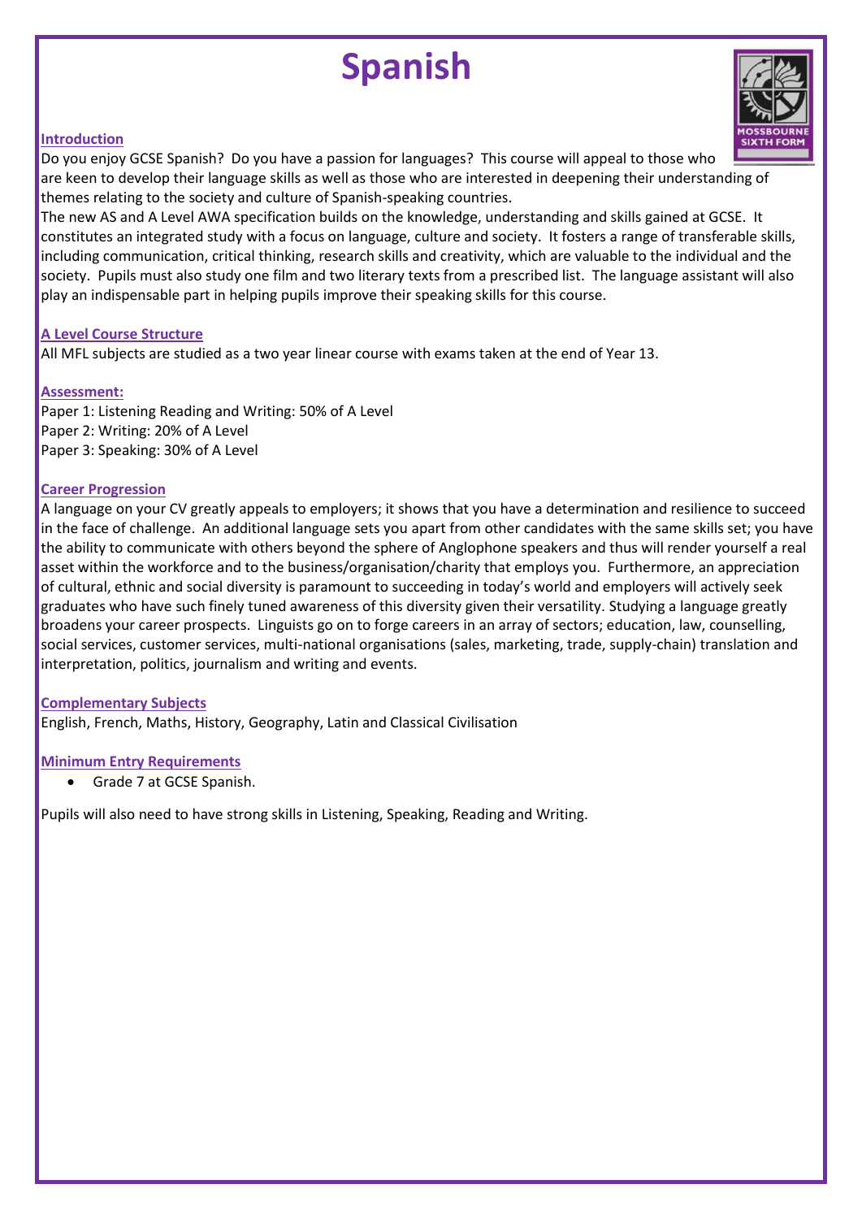# Spanish

## Introduction

Do you enjoy GCSE Spanish? Do you have a passion for languages? This course will appeal to those who are keen to develop their language skills as well as those who are interested in deepening their understanding of themes relating to the society and culture of Spanish-speaking countries.

The new AS and A Level AWA specification builds on the knowledge, understanding and skills gained at GCSE. It constitutes an integrated study with a focus on language, culture and society. It fosters a range of transferable skills, including communication, critical thinking, research skills and creativity, which are valuable to the individual and the society. Pupils must also study one film and two literary texts from a prescribed list. The language assistant will also play an indispensable part in helping pupils improve their speaking skills for this course.

## A Level Course Structure

All MFL subjects are studied as a two year linear course with exams taken at the end of Year 13.

## Assessment:

Paper 1: Listening Reading and Writing: 50% of A Level
Paper 2: Writing: 20% of A Level
Paper 3: Speaking: 30% of A Level

## Career Progression

A language on your CV greatly appeals to employers; it shows that you have a determination and resilience to succeed in the face of challenge. An additional language sets you apart from other candidates with the same skills set; you have the ability to communicate with others beyond the sphere of Anglophone speakers and thus will render yourself a real asset within the workforce and to the business/organisation/charity that employs you. Furthermore, an appreciation of cultural, ethnic and social diversity is paramount to succeeding in today's world and employers will actively seek graduates who have such finely tuned awareness of this diversity given their versatility. Studying a language greatly broadens your career prospects. Linguists go on to forge careers in an array of sectors; education, law, counselling, social services, customer services, multi-national organisations (sales, marketing, trade, supply-chain) translation and interpretation, politics, journalism and writing and events.

## Complementary Subjects

English, French, Maths, History, Geography, Latin and Classical Civilisation

## Minimum Entry Requirements

- Grade 7 at GCSE Spanish.

Pupils will also need to have strong skills in Listening, Speaking, Reading and Writing.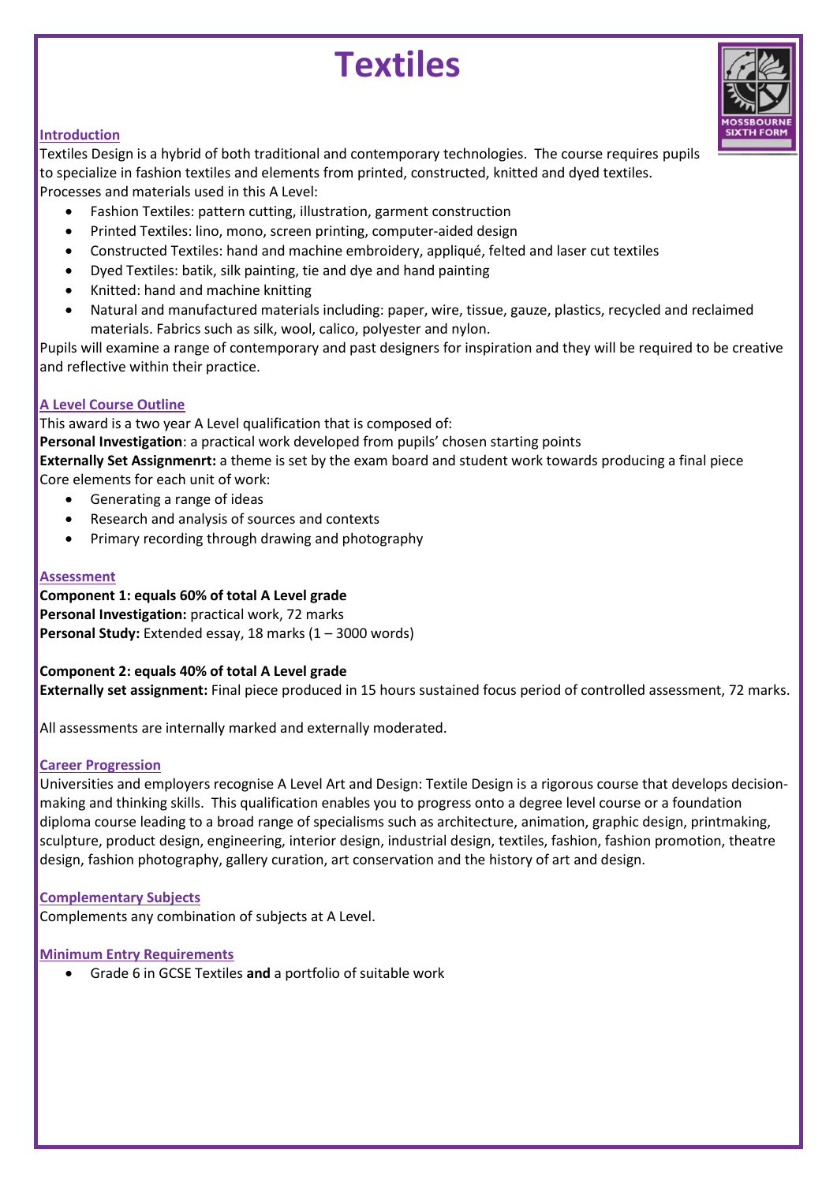# Textiles

## Introduction

Textiles Design is a hybrid of both traditional and contemporary technologies. The course requires pupils to specialize in fashion textiles and elements from printed, constructed, knitted and dyed textiles.
Processes and materials used in this A Level:

- Fashion Textiles: pattern cutting, illustration, garment construction
- Printed Textiles: lino, mono, screen printing, computer-aided design
- Constructed Textiles: hand and machine embroidery, appliqué, felted and laser cut textiles
- Dyed Textiles: batik, silk painting, tie and dye and hand painting
- Knitted: hand and machine knitting
- Natural and manufactured materials including: paper, wire, tissue, gauze, plastics, recycled and reclaimed materials. Fabrics such as silk, wool, calico, polyester and nylon.

Pupils will examine a range of contemporary and past designers for inspiration and they will be required to be creative and reflective within their practice.

## A Level Course Outline

This award is a two year A Level qualification that is composed of:
**Personal Investigation**: a practical work developed from pupils' chosen starting points
**Externally Set Assignmenrt:** a theme is set by the exam board and student work towards producing a final piece
Core elements for each unit of work:

- Generating a range of ideas
- Research and analysis of sources and contexts
- Primary recording through drawing and photography

## Assessment

**Component 1: equals 60% of total A Level grade**
**Personal Investigation:** practical work, 72 marks
**Personal Study:** Extended essay, 18 marks (1 – 3000 words)

**Component 2: equals 40% of total A Level grade**
**Externally set assignment:** Final piece produced in 15 hours sustained focus period of controlled assessment, 72 marks.

All assessments are internally marked and externally moderated.

## Career Progression

Universities and employers recognise A Level Art and Design: Textile Design is a rigorous course that develops decision-making and thinking skills. This qualification enables you to progress onto a degree level course or a foundation diploma course leading to a broad range of specialisms such as architecture, animation, graphic design, printmaking, sculpture, product design, engineering, interior design, industrial design, textiles, fashion, fashion promotion, theatre design, fashion photography, gallery curation, art conservation and the history of art and design.

## Complementary Subjects

Complements any combination of subjects at A Level.

## Minimum Entry Requirements

- Grade 6 in GCSE Textiles **and** a portfolio of suitable work